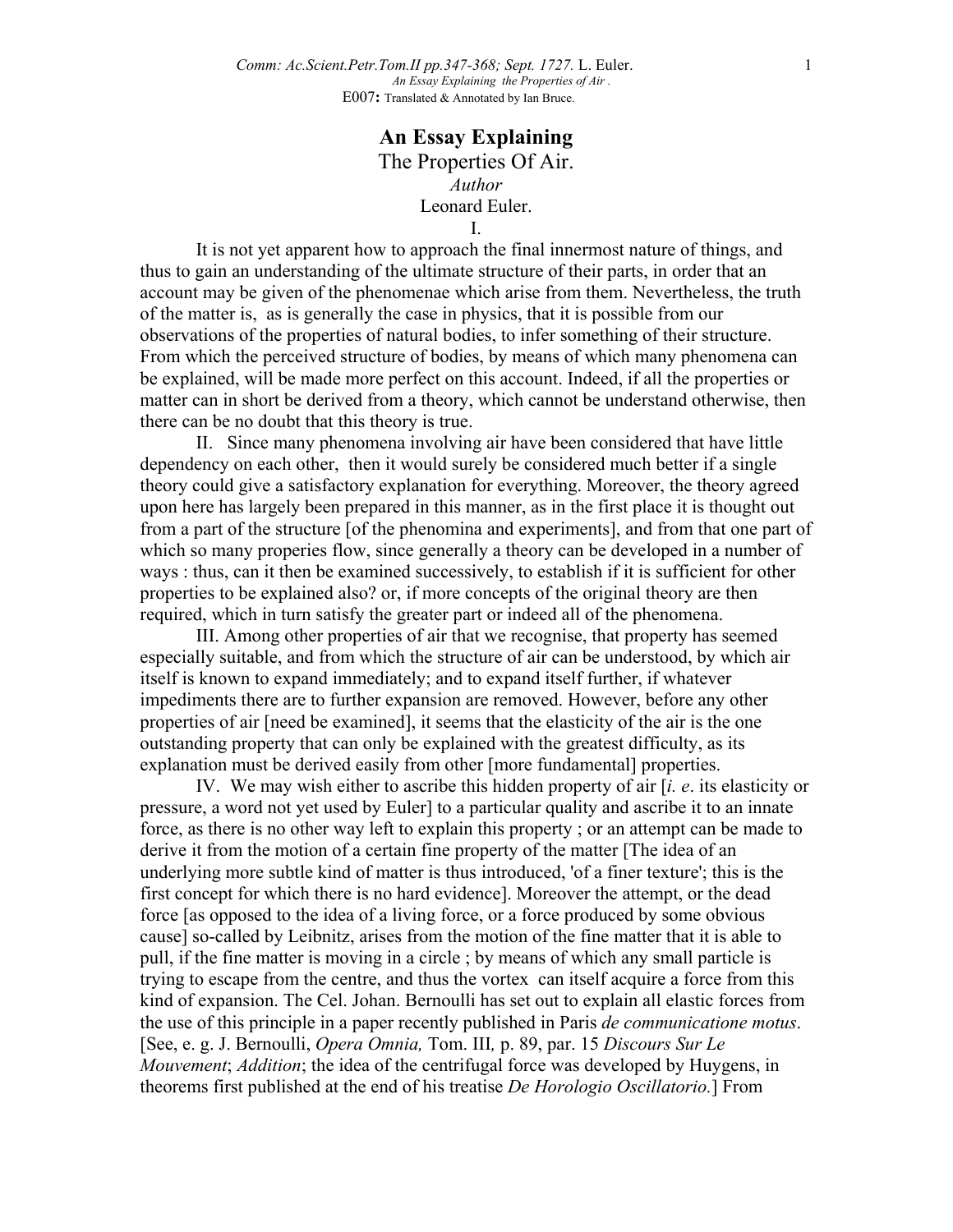# An Essay Explaining

## The Properties Of Air.

*Author*

Leonard Euler.

I.

It is not yet apparent how to approach the final innermost nature of things, and thus to gain an understanding of the ultimate structure of their parts, in order that an account may be given of the phenomenae which arise from them. Nevertheless, the truth of the matter is, as is generally the case in physics, that it is possible from our observations of the properties of natural bodies, to infer something of their structure. From which the perceived structure of bodies, by means of which many phenomena can be explained, will be made more perfect on this account. Indeed, if all the properties or matter can in short be derived from a theory, which cannot be understand otherwise, then there can be no doubt that this theory is true.

II. Since many phenomena involving air have been considered that have little dependency on each other, then it would surely be considered much better if a single theory could give a satisfactory explanation for everything. Moreover, the theory agreed upon here has largely been prepared in this manner, as in the first place it is thought out from a part of the structure [of the phenomina and experiments], and from that one part of which so many properies flow, since generally a theory can be developed in a number of ways : thus, can it then be examined successively, to establish if it is sufficient for other properties to be explained also? or, if more concepts of the original theory are then required, which in turn satisfy the greater part or indeed all of the phenomena.

III. Among other properties of air that we recognise, that property has seemed especially suitable, and from which the structure of air can be understood, by which air itself is known to expand immediately; and to expand itself further, if whatever impediments there are to further expansion are removed. However, before any other properties of air [need be examined], it seems that the elasticity of the air is the one outstanding property that can only be explained with the greatest difficulty, as its explanation must be derived easily from other [more fundamental] properties.

IV. We may wish either to ascribe this hidden property of air [*i. e*. its elasticity or pressure, a word not yet used by Euler] to a particular quality and ascribe it to an innate force, as there is no other way left to explain this property ; or an attempt can be made to derive it from the motion of a certain fine property of the matter [The idea of an underlying more subtle kind of matter is thus introduced, 'of a finer texture'; this is the first concept for which there is no hard evidence]. Moreover the attempt, or the dead force [as opposed to the idea of a living force, or a force produced by some obvious cause] so-called by Leibnitz, arises from the motion of the fine matter that it is able to pull, if the fine matter is moving in a circle ; by means of which any small particle is trying to escape from the centre, and thus the vortex can itself acquire a force from this kind of expansion. The Cel. Johan. Bernoulli has set out to explain all elastic forces from the use of this principle in a paper recently published in Paris *de communicatione motus*. [See, e. g. J. Bernoulli, *Opera Omnia,* Tom. III*,* p. 89, par. 15 *Discours Sur Le Mouvement*; *Addition*; the idea of the centrifugal force was developed by Huygens, in theorems first published at the end of his treatise *De Horologio Oscillatorio.*] From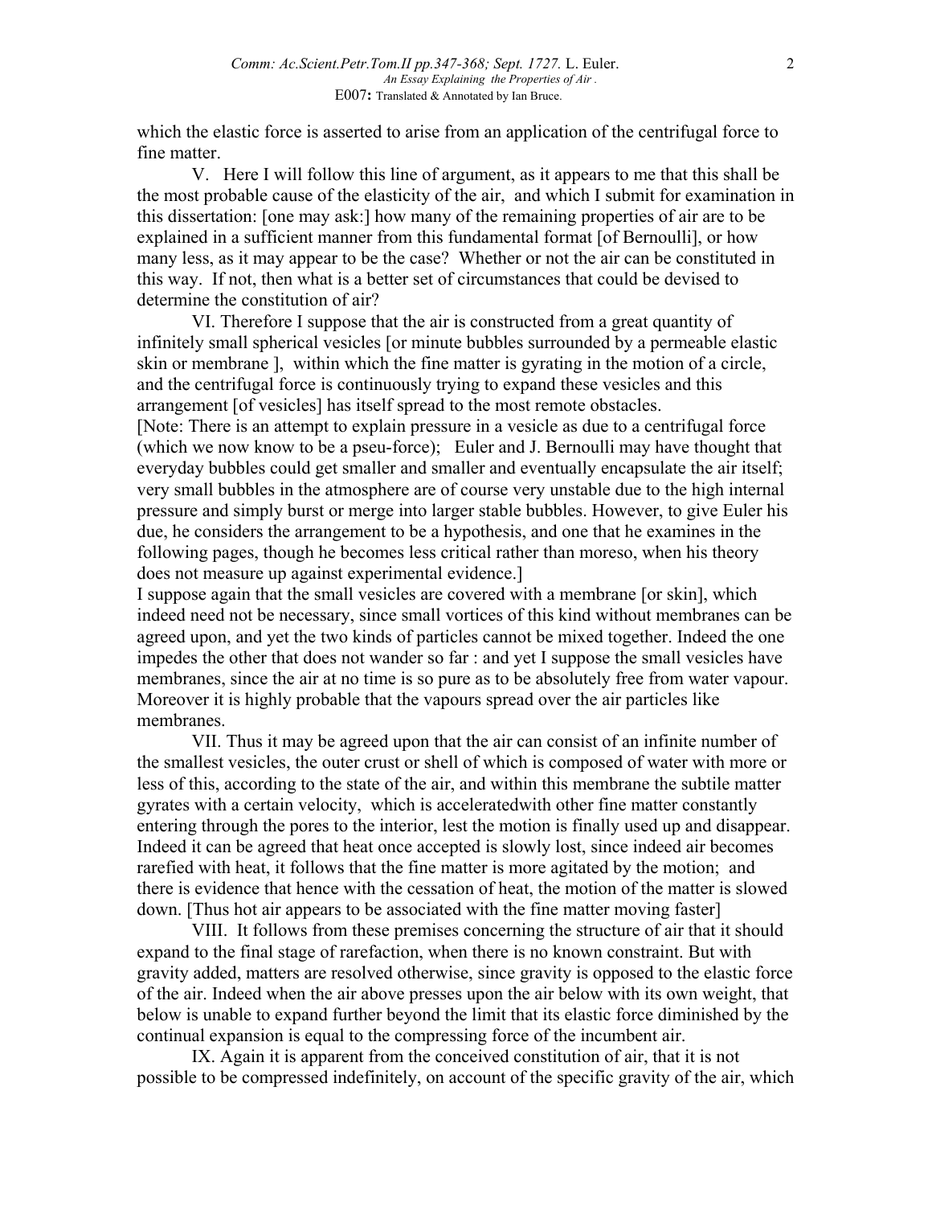which the elastic force is asserted to arise from an application of the centrifugal force to fine matter.

V. Here I will follow this line of argument, as it appears to me that this shall be the most probable cause of the elasticity of the air, and which I submit for examination in this dissertation: [one may ask:] how many of the remaining properties of air are to be explained in a sufficient manner from this fundamental format [of Bernoulli], or how many less, as it may appear to be the case? Whether or not the air can be constituted in this way. If not, then what is a better set of circumstances that could be devised to determine the constitution of air?

VI. Therefore I suppose that the air is constructed from a great quantity of infinitely small spherical vesicles [or minute bubbles surrounded by a permeable elastic skin or membrane ], within which the fine matter is gyrating in the motion of a circle, and the centrifugal force is continuously trying to expand these vesicles and this arrangement [of vesicles] has itself spread to the most remote obstacles.
[Note: There is an attempt to explain pressure in a vesicle as due to a centrifugal force (which we now know to be a pseu-force); Euler and J. Bernoulli may have thought that everyday bubbles could get smaller and smaller and eventually encapsulate the air itself; very small bubbles in the atmosphere are of course very unstable due to the high internal pressure and simply burst or merge into larger stable bubbles. However, to give Euler his due, he considers the arrangement to be a hypothesis, and one that he examines in the following pages, though he becomes less critical rather than moreso, when his theory does not measure up against experimental evidence.]
I suppose again that the small vesicles are covered with a membrane [or skin], which indeed need not be necessary, since small vortices of this kind without membranes can be agreed upon, and yet the two kinds of particles cannot be mixed together. Indeed the one impedes the other that does not wander so far : and yet I suppose the small vesicles have membranes, since the air at no time is so pure as to be absolutely free from water vapour. Moreover it is highly probable that the vapours spread over the air particles like membranes.

VII. Thus it may be agreed upon that the air can consist of an infinite number of the smallest vesicles, the outer crust or shell of which is composed of water with more or less of this, according to the state of the air, and within this membrane the subtile matter gyrates with a certain velocity, which is acceleratedwith other fine matter constantly entering through the pores to the interior, lest the motion is finally used up and disappear. Indeed it can be agreed that heat once accepted is slowly lost, since indeed air becomes rarefied with heat, it follows that the fine matter is more agitated by the motion; and there is evidence that hence with the cessation of heat, the motion of the matter is slowed down. [Thus hot air appears to be associated with the fine matter moving faster]

VIII. It follows from these premises concerning the structure of air that it should expand to the final stage of rarefaction, when there is no known constraint. But with gravity added, matters are resolved otherwise, since gravity is opposed to the elastic force of the air. Indeed when the air above presses upon the air below with its own weight, that below is unable to expand further beyond the limit that its elastic force diminished by the continual expansion is equal to the compressing force of the incumbent air.

IX. Again it is apparent from the conceived constitution of air, that it is not possible to be compressed indefinitely, on account of the specific gravity of the air, which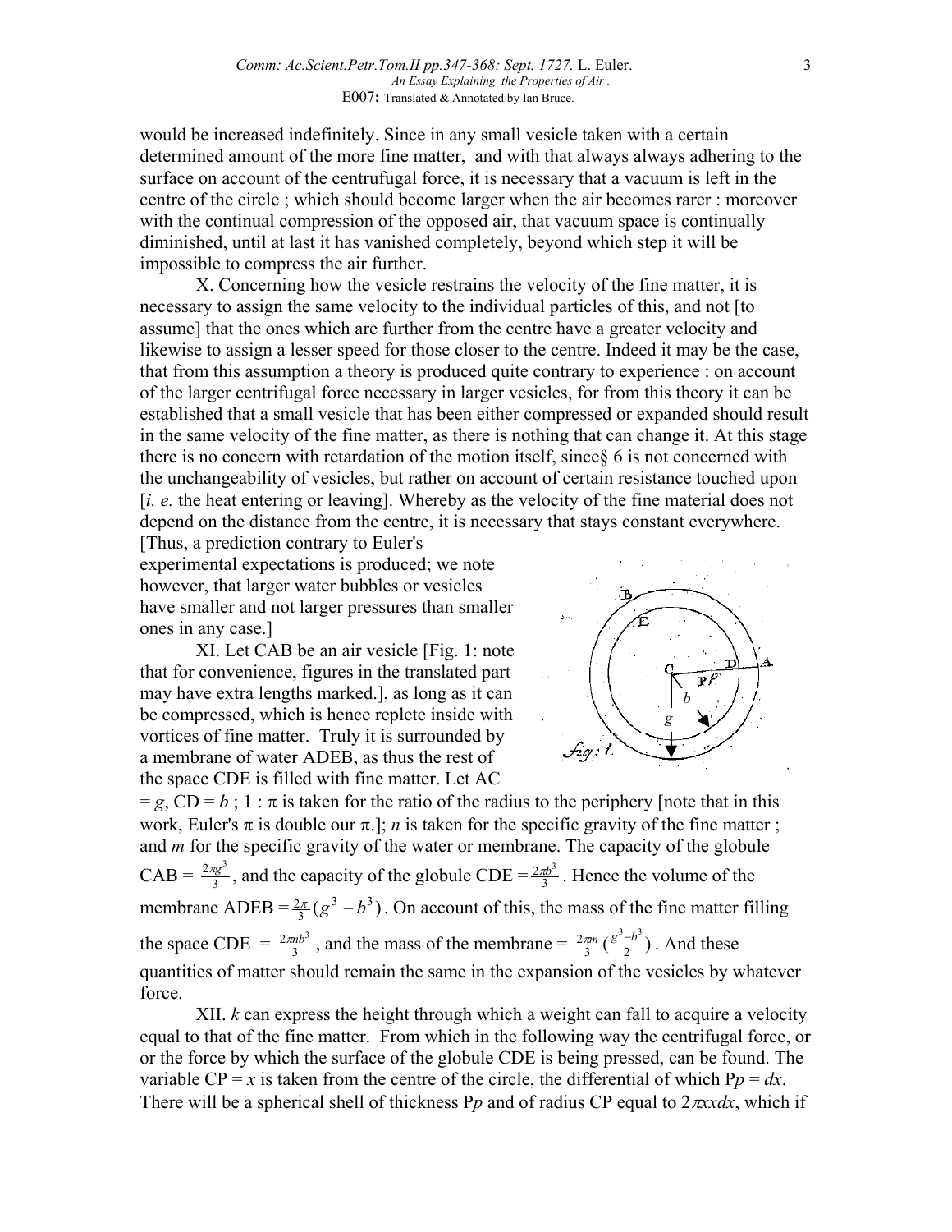would be increased indefinitely. Since in any small vesicle taken with a certain determined amount of the more fine matter, and with that always always adhering to the surface on account of the centrufugal force, it is necessary that a vacuum is left in the centre of the circle ; which should become larger when the air becomes rarer : moreover with the continual compression of the opposed air, that vacuum space is continually diminished, until at last it has vanished completely, beyond which step it will be impossible to compress the air further.

X. Concerning how the vesicle restrains the velocity of the fine matter, it is necessary to assign the same velocity to the individual particles of this, and not [to assume] that the ones which are further from the centre have a greater velocity and likewise to assign a lesser speed for those closer to the centre. Indeed it may be the case, that from this assumption a theory is produced quite contrary to experience : on account of the larger centrifugal force necessary in larger vesicles, for from this theory it can be established that a small vesicle that has been either compressed or expanded should result in the same velocity of the fine matter, as there is nothing that can change it. At this stage there is no concern with retardation of the motion itself, since§ 6 is not concerned with the unchangeability of vesicles, but rather on account of certain resistance touched upon [*i. e.* the heat entering or leaving]. Whereby as the velocity of the fine material does not depend on the distance from the centre, it is necessary that stays constant everywhere. [Thus, a prediction contrary to Euler's experimental expectations is produced; we note however, that larger water bubbles or vesicles have smaller and not larger pressures than smaller ones in any case.]

XI. Let CAB be an air vesicle [Fig. 1: note that for convenience, figures in the translated part may have extra lengths marked.], as long as it can be compressed, which is hence replete inside with vortices of fine matter. Truly it is surrounded by a membrane of water ADEB, as thus the rest of the space CDE is filled with fine matter. Let AC $= g$, CD $= b$ ; $1 : \pi$ is taken for the ratio of the radius to the periphery [note that in this work, Euler's $\pi$ is double our $\pi$.]; $n$ is taken for the specific gravity of the fine matter ; and $m$ for the specific gravity of the water or membrane. The capacity of the globule CAB $= \frac{2\pi g^3}{3}$, and the capacity of the globule CDE $= \frac{2\pi b^3}{3}$. Hence the volume of the membrane ADEB $= \frac{2\pi}{3}(g^3 - b^3)$. On account of this, the mass of the fine matter filling the space CDE $= \frac{2\pi n b^3}{3}$, and the mass of the membrane $= \frac{2\pi m}{3}(\frac{g^3 - b^3}{2})$. And these quantities of matter should remain the same in the expansion of the vesicles by whatever force.

XII. $k$ can express the height through which a weight can fall to acquire a velocity equal to that of the fine matter. From which in the following way the centrifugal force, or or the force by which the surface of the globule CDE is being pressed, can be found. The variable CP $= x$ is taken from the centre of the circle, the differential of which P$p = dx$. There will be a spherical shell of thickness P$p$ and of radius CP equal to $2\pi xxdx$, which if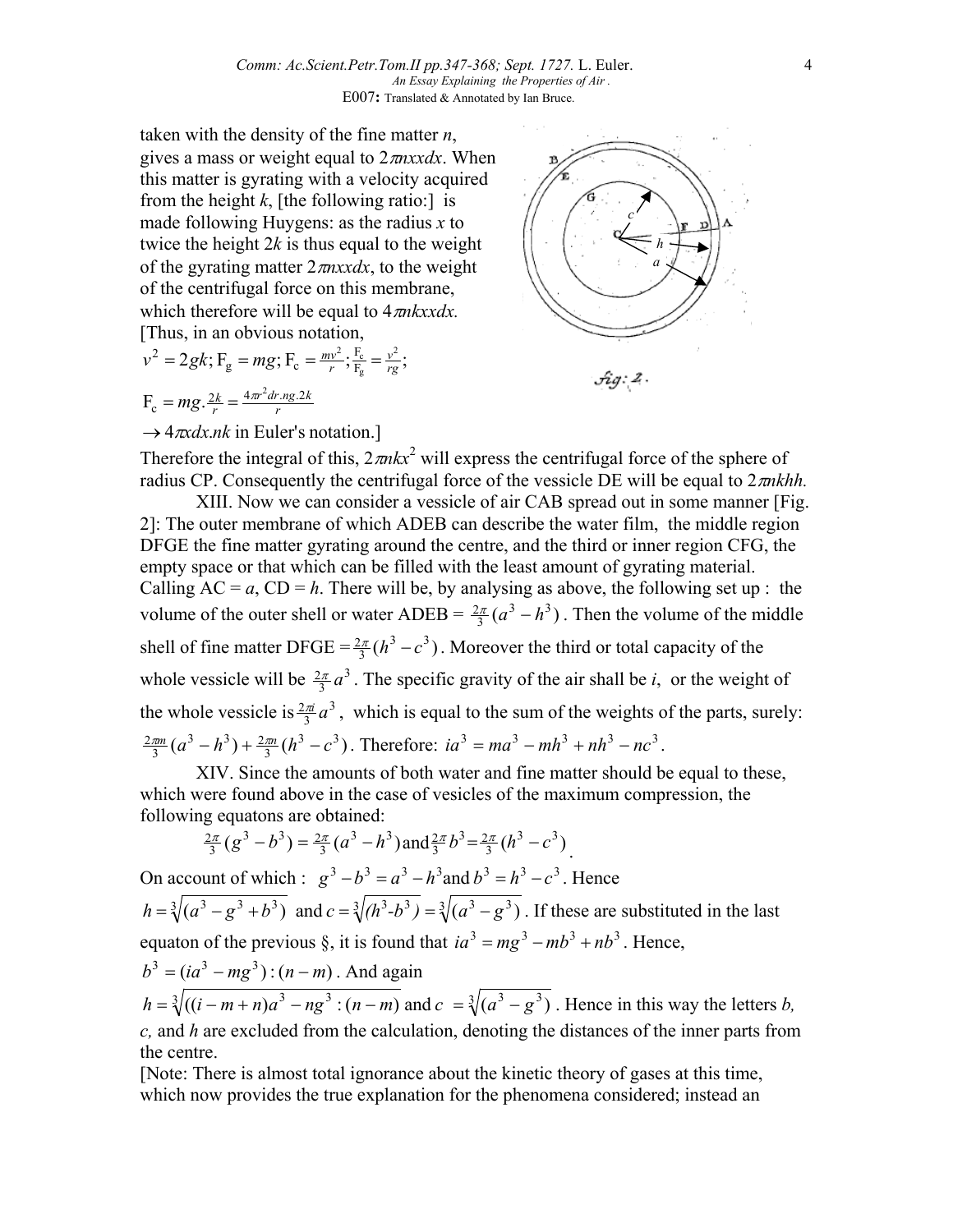taken with the density of the fine matter *n*, gives a mass or weight equal to $2\pi nxxdx$. When this matter is gyrating with a velocity acquired from the height *k*, [the following ratio:] is made following Huygens: as the radius *x* to twice the height $2k$ is thus equal to the weight of the gyrating matter $2\pi nxxdx$, to the weight of the centrifugal force on this membrane, which therefore will be equal to $4\pi nkxxdx$. [Thus, in an obvious notation, $v^2 = 2gk; \mathrm{F_g} = mg; \mathrm{F_c} = \frac{mv^2}{r}; \frac{\mathrm{F_c}}{\mathrm{F_g}} = \frac{v^2}{rg};$

$\mathrm{F_c} = mg.\frac{2k}{r} = \frac{4\pi r^2 dr.ng.2k}{r}$

$\rightarrow 4\pi xdx.nk$ in Euler's notation.]

Therefore the integral of this, $2\pi nkx^2$ will express the centrifugal force of the sphere of radius CP. Consequently the centrifugal force of the vessicle DE will be equal to $2\pi nkhh$.

XIII. Now we can consider a vessicle of air CAB spread out in some manner [Fig. 2]: The outer membrane of which ADEB can describe the water film, the middle region DFGE the fine matter gyrating around the centre, and the third or inner region CFG, the empty space or that which can be filled with the least amount of gyrating material. Calling AC = *a*, CD = *h*. There will be, by analysing as above, the following set up : the volume of the outer shell or water ADEB = $\frac{2\pi}{3}(a^3 - h^3)$. Then the volume of the middle shell of fine matter DFGE = $\frac{2\pi}{3}(h^3 - c^3)$. Moreover the third or total capacity of the whole vessicle will be $\frac{2\pi}{3}a^3$. The specific gravity of the air shall be *i*, or the weight of the whole vessicle is $\frac{2\pi i}{3}a^3$, which is equal to the sum of the weights of the parts, surely: $\frac{2\pi m}{3}(a^3 - h^3) + \frac{2\pi n}{3}(h^3 - c^3)$. Therefore: $ia^3 = ma^3 - mh^3 + nh^3 - nc^3$.

XIV. Since the amounts of both water and fine matter should be equal to these, which were found above in the case of vesicles of the maximum compression, the following equatons are obtained:

$$\frac{2\pi}{3}(g^3 - b^3) = \frac{2\pi}{3}(a^3 - h^3) \text{ and } \frac{2\pi}{3}b^3 = \frac{2\pi}{3}(h^3 - c^3).$$

On account of which : $g^3 - b^3 = a^3 - h^3$ and $b^3 = h^3 - c^3$. Hence $h = \sqrt[3]{(a^3 - g^3 + b^3)}$ and $c = \sqrt[3]{(h^3 - b^3)} = \sqrt[3]{(a^3 - g^3)}$. If these are substituted in the last equaton of the previous §, it is found that $ia^3 = mg^3 - mb^3 + nb^3$. Hence, $b^3 = (ia^3 - mg^3) : (n - m)$. And again $h = \sqrt[3]{((i - m + n)a^3 - ng^3 : (n - m)}$ and $c = \sqrt[3]{(a^3 - g^3)}$. Hence in this way the letters *b, c,* and *h* are excluded from the calculation, denoting the distances of the inner parts from the centre.

[Note: There is almost total ignorance about the kinetic theory of gases at this time, which now provides the true explanation for the phenomena considered; instead an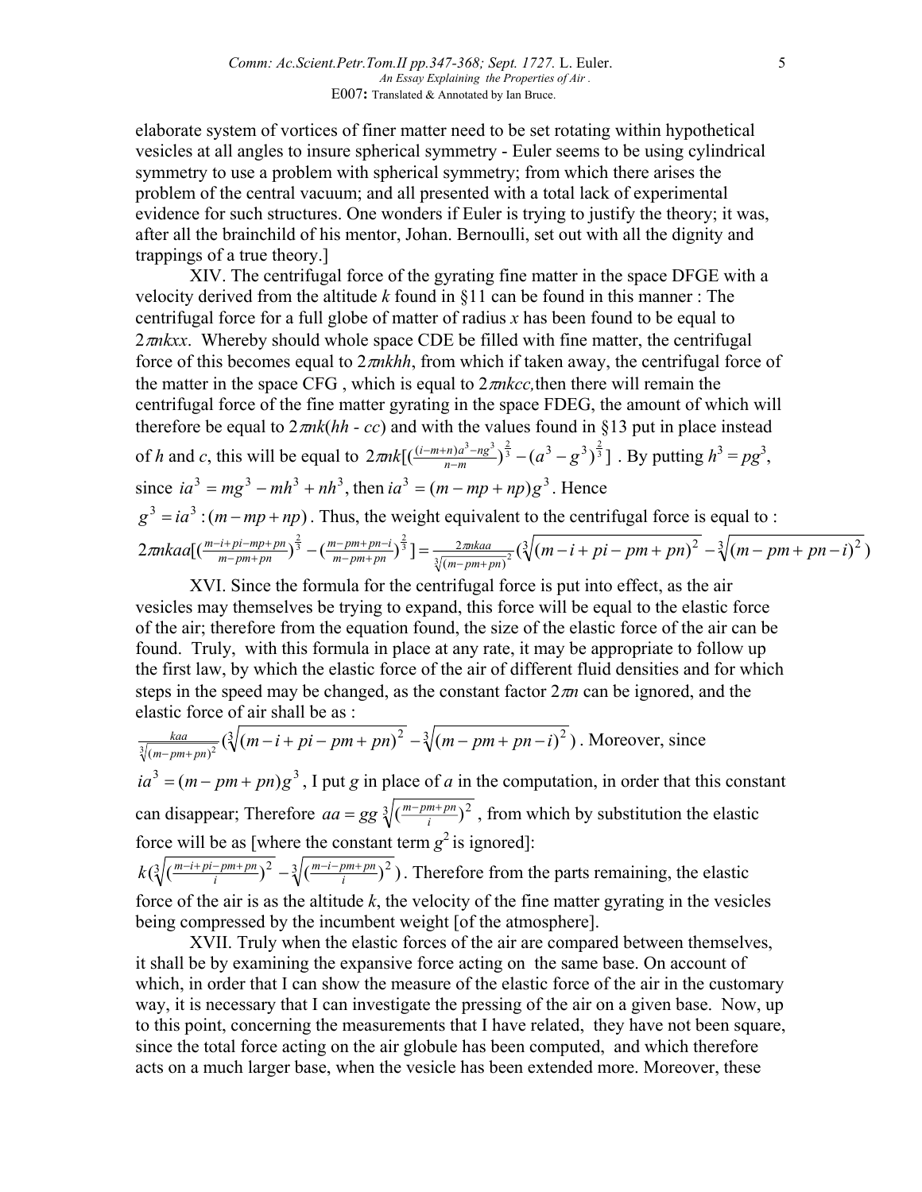elaborate system of vortices of finer matter need to be set rotating within hypothetical vesicles at all angles to insure spherical symmetry - Euler seems to be using cylindrical symmetry to use a problem with spherical symmetry; from which there arises the problem of the central vacuum; and all presented with a total lack of experimental evidence for such structures. One wonders if Euler is trying to justify the theory; it was, after all the brainchild of his mentor, Johan. Bernoulli, set out with all the dignity and trappings of a true theory.]

XIV. The centrifugal force of the gyrating fine matter in the space DFGE with a velocity derived from the altitude $k$ found in §11 can be found in this manner : The centrifugal force for a full globe of matter of radius $x$ has been found to be equal to $2\pi nkxx$. Whereby should whole space CDE be filled with fine matter, the centrifugal force of this becomes equal to $2\pi nkhh$, from which if taken away, the centrifugal force of the matter in the space CFG , which is equal to $2\pi nkcc$, then there will remain the centrifugal force of the fine matter gyrating in the space FDEG, the amount of which will therefore be equal to $2\pi nk(hh - cc)$ and with the values found in §13 put in place instead of $h$ and $c$, this will be equal to $2\pi nk[(\frac{(i-m+n)a^3-ng^3}{n-m})^{\frac{2}{3}} - (a^3-g^3)^{\frac{2}{3}}]$ . By putting $h^3 = pg^3$, since $ia^3 = mg^3 - mh^3 + nh^3$, then $ia^3 = (m - mp + np)g^3$. Hence $g^3 = ia^3 : (m - mp + np)$. Thus, the weight equivalent to the centrifugal force is equal to :

$$2\pi nkaa[(\tfrac{m-i+pi-mp+pn}{m-pm+pn})^{\frac{2}{3}} - (\tfrac{m-pm+pn-i}{m-pm+pn})^{\frac{2}{3}}] = \frac{2\pi nkaa}{\sqrt[3]{(m-pm+pn)^2}}(\sqrt[3]{(m-i+pi-pm+pn)^2} - \sqrt[3]{(m-pm+pn-i)^2})$$

XVI. Since the formula for the centrifugal force is put into effect, as the air vesicles may themselves be trying to expand, this force will be equal to the elastic force of the air; therefore from the equation found, the size of the elastic force of the air can be found. Truly, with this formula in place at any rate, it may be appropriate to follow up the first law, by which the elastic force of the air of different fluid densities and for which steps in the speed may be changed, as the constant factor $2\pi n$ can be ignored, and the elastic force of air shall be as :

$$\frac{kaa}{\sqrt[3]{(m-pm+pn)^2}}(\sqrt[3]{(m-i+pi-pm+pn)^2} - \sqrt[3]{(m-pm+pn-i)^2})$$ . Moreover, since $ia^3 = (m - pm + pn)g^3$, I put $g$ in place of $a$ in the computation, in order that this constant can disappear; Therefore $aa = gg\sqrt[3]{(\frac{m-pm+pn}{i})^2}$ , from which by substitution the elastic force will be as [where the constant term $g^2$ is ignored]:

$$k(\sqrt[3]{(\tfrac{m-i+pi-pm+pn}{i})^2} - \sqrt[3]{(\tfrac{m-i-pm+pn}{i})^2})$$ . Therefore from the parts remaining, the elastic force of the air is as the altitude $k$, the velocity of the fine matter gyrating in the vesicles being compressed by the incumbent weight [of the atmosphere].

XVII. Truly when the elastic forces of the air are compared between themselves, it shall be by examining the expansive force acting on the same base. On account of which, in order that I can show the measure of the elastic force of the air in the customary way, it is necessary that I can investigate the pressing of the air on a given base. Now, up to this point, concerning the measurements that I have related, they have not been square, since the total force acting on the air globule has been computed, and which therefore acts on a much larger base, when the vesicle has been extended more. Moreover, these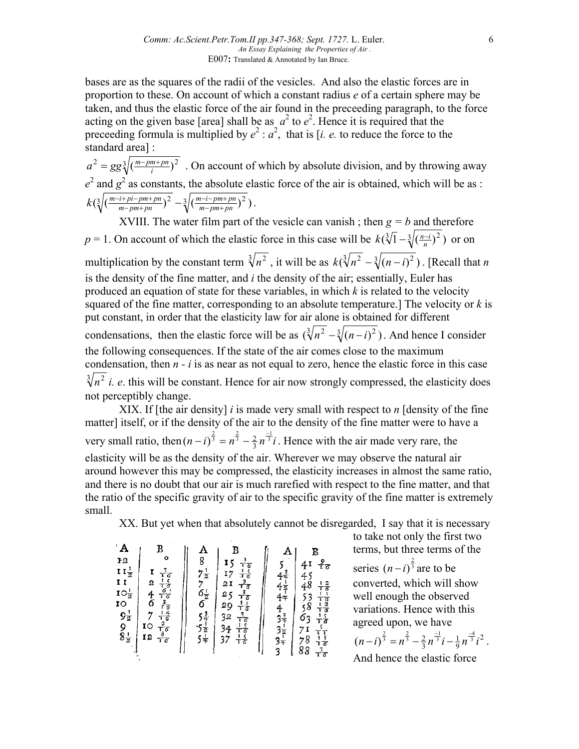bases are as the squares of the radii of the vesicles. And also the elastic forces are in proportion to these. On account of which a constant radius $e$ of a certain sphere may be taken, and thus the elastic force of the air found in the preceeding paragraph, to the force acting on the given base [area] shall be as $a^2$ to $e^2$. Hence it is required that the preceeding formula is multiplied by $e^2 : a^2$, that is [*i. e.* to reduce the force to the standard area] :

$a^2 = gg\sqrt[3]{(\frac{m-pm+pn}{i})^2}$ . On account of which by absolute division, and by throwing away $e^2$ and $g^2$ as constants, the absolute elastic force of the air is obtained, which will be as : $k(\sqrt[3]{(\frac{m-i+pi-pm+pn}{m-pm+pn})^2} - \sqrt[3]{(\frac{m-i-pm+pn}{m-pm+pn})^2})$ .

XVIII. The water film part of the vesicle can vanish ; then $g = b$ and therefore $p = 1$. On account of which the elastic force in this case will be $k(\sqrt[3]{1} - \sqrt[3]{(\frac{n-i}{n})^2})$ or on multiplication by the constant term $\sqrt[3]{n^2}$ , it will be as $k(\sqrt[3]{n^2} - \sqrt[3]{(n-i)^2})$ . [Recall that $n$ is the density of the fine matter, and $i$ the density of the air; essentially, Euler has produced an equation of state for these variables, in which $k$ is related to the velocity squared of the fine matter, corresponding to an absolute temperature.] The velocity or $k$ is put constant, in order that the elasticity law for air alone is obtained for different condensations, then the elastic force will be as $(\sqrt[3]{n^2} - \sqrt[3]{(n-i)^2})$ . And hence I consider the following consequences. If the state of the air comes close to the maximum condensation, then $n - i$ is as near as not equal to zero, hence the elastic force in this case $\sqrt[3]{n^2}$ *i. e*. this will be constant. Hence for air now strongly compressed, the elasticity does not perceptibly change.

XIX. If [the air density] $i$ is made very small with respect to $n$ [density of the fine matter] itself, or if the density of the air to the density of the fine matter were to have a very small ratio, then $(n-i)^{\frac{2}{3}} = n^{\frac{2}{3}} - \frac{2}{3}n^{\frac{-1}{3}}i$ . Hence with the air made very rare, the elasticity will be as the density of the air. Wherever we may observe the natural air around however this may be compressed, the elasticity increases in almost the same ratio, and there is no doubt that our air is much rarefied with respect to the fine matter, and that the ratio of the specific gravity of air to the specific gravity of the fine matter is extremely small.

XX. But yet when that absolutely cannot be disregarded, I say that it is necessary to take not only the first two terms, but three terms of the series $(n-i)^{\frac{2}{3}}$ are to be converted, which will show well enough the observed variations. Hence with this agreed upon, we have $(n-i)^{\frac{2}{3}} = n^{\frac{2}{3}} - \frac{2}{3}n^{\frac{-1}{3}}i - \frac{1}{9}n^{\frac{-4}{3}}i^2$ . And hence the elastic force

| A | B | A | B | A | B |
|---|---|---|---|---|---|
| 12 | 0 | 8 | $15\frac{1}{16}$ | 5 | $41\frac{9}{16}$ |
| $11\frac{1}{2}$ | $1\frac{7}{16}$ | $7\frac{1}{2}$ | $17\frac{15}{16}$ | $4\frac{3}{4}$ | 45 |
| 11 | $2\frac{15}{16}$ | 7 | $21\frac{3}{16}$ | $4\frac{1}{2}$ | $48\frac{12}{16}$ |
| $10\frac{1}{2}$ | $4\frac{6}{16}$ | $6\frac{1}{2}$ | $25\frac{3}{16}$ | $4\frac{1}{4}$ | $53\frac{11}{16}$ |
| 10 | $6\frac{3}{16}$ | 6 | $29\frac{11}{16}$ | 4 | $58\frac{12}{16}$ |
| $9\frac{1}{2}$ | $7\frac{14}{16}$ | $5\frac{3}{4}$ | $32\frac{3}{16}$ | $3\frac{3}{4}$ | $63\frac{15}{16}$ |
| 9 | $10\frac{2}{16}$ | $5\frac{1}{2}$ | $34\frac{15}{16}$ | $3\frac{1}{2}$ | $71\frac{5}{16}$ |
| $8\frac{1}{2}$ | $12\frac{8}{16}$ | $5\frac{1}{4}$ | $37\frac{15}{16}$ | $3\frac{1}{4}$ | $78\frac{11}{16}$ |
| | | | | 3 | $88\frac{7}{16}$ |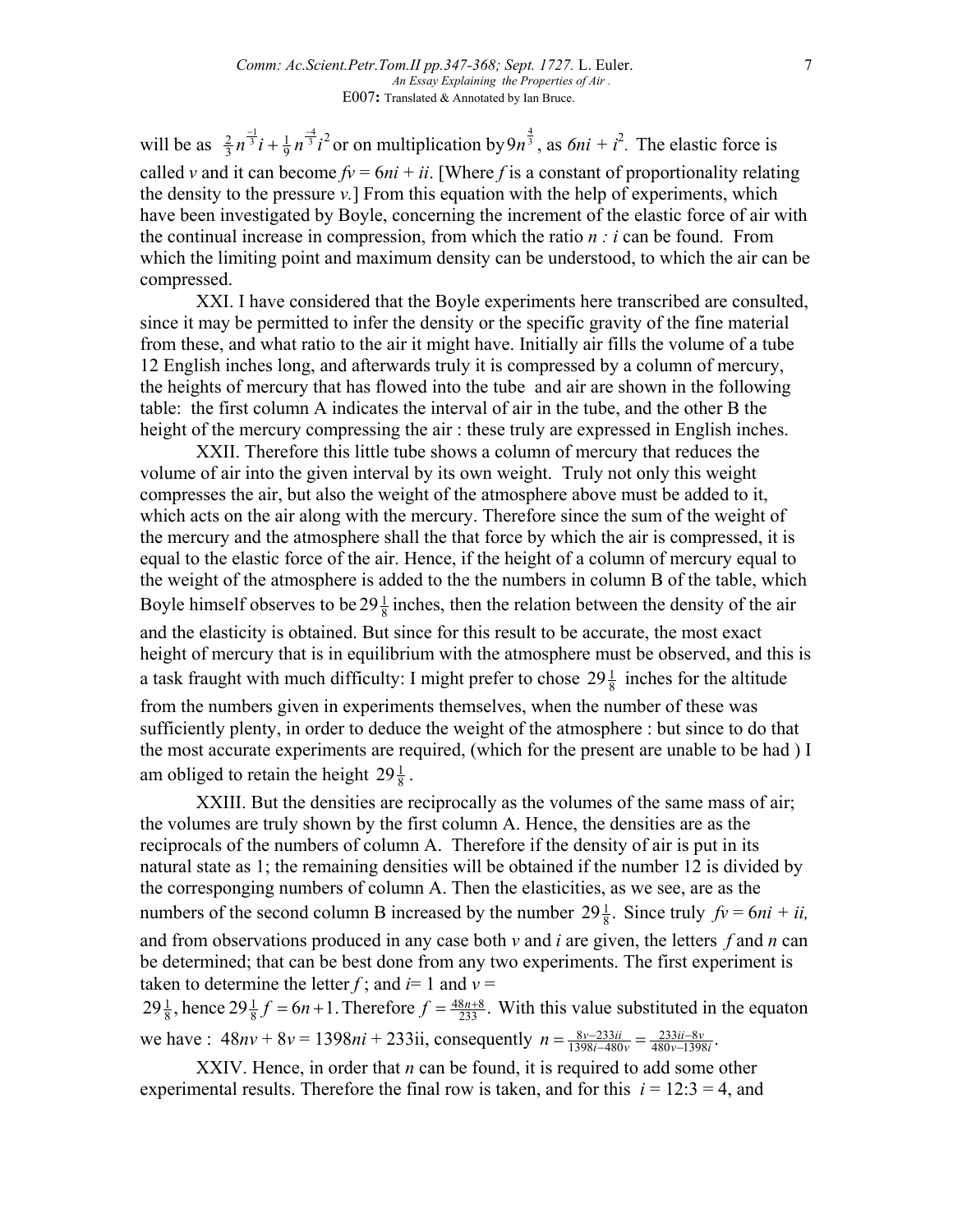will be as $\frac{2}{3}n^{\frac{-1}{3}}i + \frac{1}{9}n^{\frac{-4}{3}}i^2$ or on multiplication by $9n^{\frac{4}{3}}$, as $6ni + i^2$. The elastic force is called $v$ and it can become $fv = 6ni + ii$. [Where $f$ is a constant of proportionality relating the density to the pressure $v$.] From this equation with the help of experiments, which have been investigated by Boyle, concerning the increment of the elastic force of air with the continual increase in compression, from which the ratio $n : i$ can be found. From which the limiting point and maximum density can be understood, to which the air can be compressed.

XXI. I have considered that the Boyle experiments here transcribed are consulted, since it may be permitted to infer the density or the specific gravity of the fine material from these, and what ratio to the air it might have. Initially air fills the volume of a tube 12 English inches long, and afterwards truly it is compressed by a column of mercury, the heights of mercury that has flowed into the tube and air are shown in the following table: the first column A indicates the interval of air in the tube, and the other B the height of the mercury compressing the air : these truly are expressed in English inches.

XXII. Therefore this little tube shows a column of mercury that reduces the volume of air into the given interval by its own weight. Truly not only this weight compresses the air, but also the weight of the atmosphere above must be added to it, which acts on the air along with the mercury. Therefore since the sum of the weight of the mercury and the atmosphere shall the that force by which the air is compressed, it is equal to the elastic force of the air. Hence, if the height of a column of mercury equal to the weight of the atmosphere is added to the the numbers in column B of the table, which Boyle himself observes to be $29\frac{1}{8}$ inches, then the relation between the density of the air and the elasticity is obtained. But since for this result to be accurate, the most exact height of mercury that is in equilibrium with the atmosphere must be observed, and this is a task fraught with much difficulty: I might prefer to chose $29\frac{1}{8}$ inches for the altitude from the numbers given in experiments themselves, when the number of these was sufficiently plenty, in order to deduce the weight of the atmosphere : but since to do that the most accurate experiments are required, (which for the present are unable to be had ) I am obliged to retain the height $29\frac{1}{8}$.

XXIII. But the densities are reciprocally as the volumes of the same mass of air; the volumes are truly shown by the first column A. Hence, the densities are as the reciprocals of the numbers of column A. Therefore if the density of air is put in its natural state as 1; the remaining densities will be obtained if the number 12 is divided by the corresponging numbers of column A. Then the elasticities, as we see, are as the numbers of the second column B increased by the number $29\frac{1}{8}$. Since truly $fv = 6ni + ii,$ and from observations produced in any case both $v$ and $i$ are given, the letters $f$ and $n$ can be determined; that can be best done from any two experiments. The first experiment is taken to determine the letter $f$ ; and $i$= 1 and $v$ = $29\frac{1}{8}$, hence $29\frac{1}{8}f = 6n+1.$ Therefore $f = \frac{48n+8}{233}$. With this value substituted in the equaton we have : $48nv + 8v = 1398ni + 233ii$, consequently $n = \frac{8v-233ii}{1398i-480v} = \frac{233ii-8v}{480v-1398i}$.

XXIV. Hence, in order that $n$ can be found, it is required to add some other experimental results. Therefore the final row is taken, and for this $i = 12:3 = 4$, and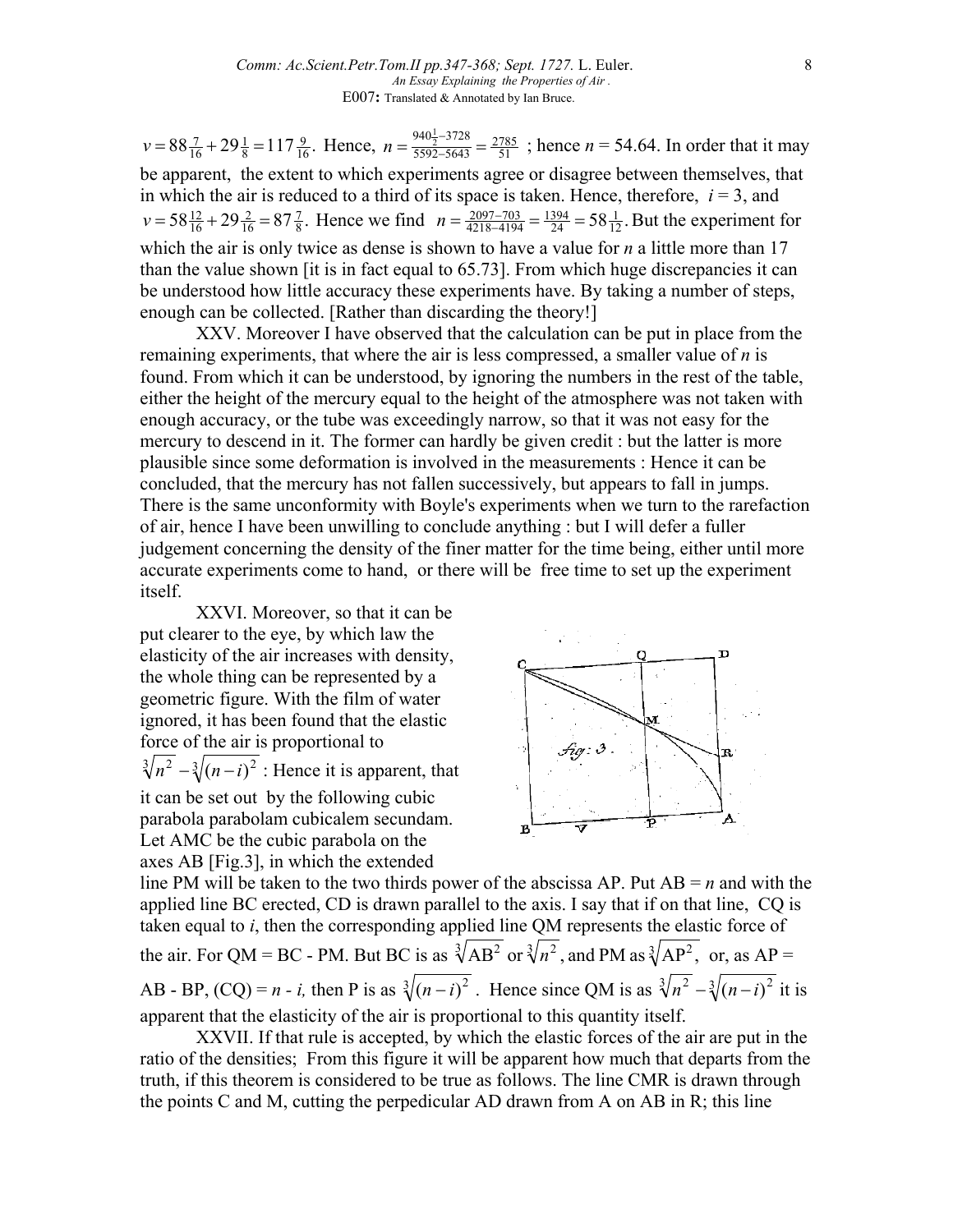$v = 88\frac{7}{16} + 29\frac{1}{8} = 117\frac{9}{16}$. Hence, $n = \frac{940\frac{1}{2} - 3728}{5592 - 5643} = \frac{2785}{51}$ ; hence $n$ = 54.64. In order that it may be apparent, the extent to which experiments agree or disagree between themselves, that in which the air is reduced to a third of its space is taken. Hence, therefore, $i = 3$, and $v = 58\frac{12}{16} + 29\frac{2}{16} = 87\frac{7}{8}$. Hence we find $n = \frac{2097 - 703}{4218 - 4194} = \frac{1394}{24} = 58\frac{1}{12}$. But the experiment for which the air is only twice as dense is shown to have a value for $n$ a little more than 17 than the value shown [it is in fact equal to 65.73]. From which huge discrepancies it can be understood how little accuracy these experiments have. By taking a number of steps, enough can be collected. [Rather than discarding the theory!]

XXV. Moreover I have observed that the calculation can be put in place from the remaining experiments, that where the air is less compressed, a smaller value of $n$ is found. From which it can be understood, by ignoring the numbers in the rest of the table, either the height of the mercury equal to the height of the atmosphere was not taken with enough accuracy, or the tube was exceedingly narrow, so that it was not easy for the mercury to descend in it. The former can hardly be given credit : but the latter is more plausible since some deformation is involved in the measurements : Hence it can be concluded, that the mercury has not fallen successively, but appears to fall in jumps. There is the same unconformity with Boyle's experiments when we turn to the rarefaction of air, hence I have been unwilling to conclude anything : but I will defer a fuller judgement concerning the density of the finer matter for the time being, either until more accurate experiments come to hand, or there will be free time to set up the experiment itself.

XXVI. Moreover, so that it can be put clearer to the eye, by which law the elasticity of the air increases with density, the whole thing can be represented by a geometric figure. With the film of water ignored, it has been found that the elastic force of the air is proportional to $\sqrt[3]{n^2} - \sqrt[3]{(n-i)^2}$ : Hence it is apparent, that it can be set out by the following cubic parabola parabolam cubicalem secundam. Let AMC be the cubic parabola on the axes AB [Fig.3], in which the extended line PM will be taken to the two thirds power of the abscissa AP. Put AB = $n$ and with the applied line BC erected, CD is drawn parallel to the axis. I say that if on that line, CQ is taken equal to $i$, then the corresponding applied line QM represents the elastic force of the air. For QM = BC - PM. But BC is as $\sqrt[3]{\text{AB}^2}$ or $\sqrt[3]{n^2}$, and PM as $\sqrt[3]{\text{AP}^2}$, or, as AP = AB - BP, (CQ) = $n$ - $i$, then P is as $\sqrt[3]{(n-i)^2}$ . Hence since QM is as $\sqrt[3]{n^2} - \sqrt[3]{(n-i)^2}$ it is apparent that the elasticity of the air is proportional to this quantity itself.

XXVII. If that rule is accepted, by which the elastic forces of the air are put in the ratio of the densities; From this figure it will be apparent how much that departs from the truth, if this theorem is considered to be true as follows. The line CMR is drawn through the points C and M, cutting the perpedicular AD drawn from A on AB in R; this line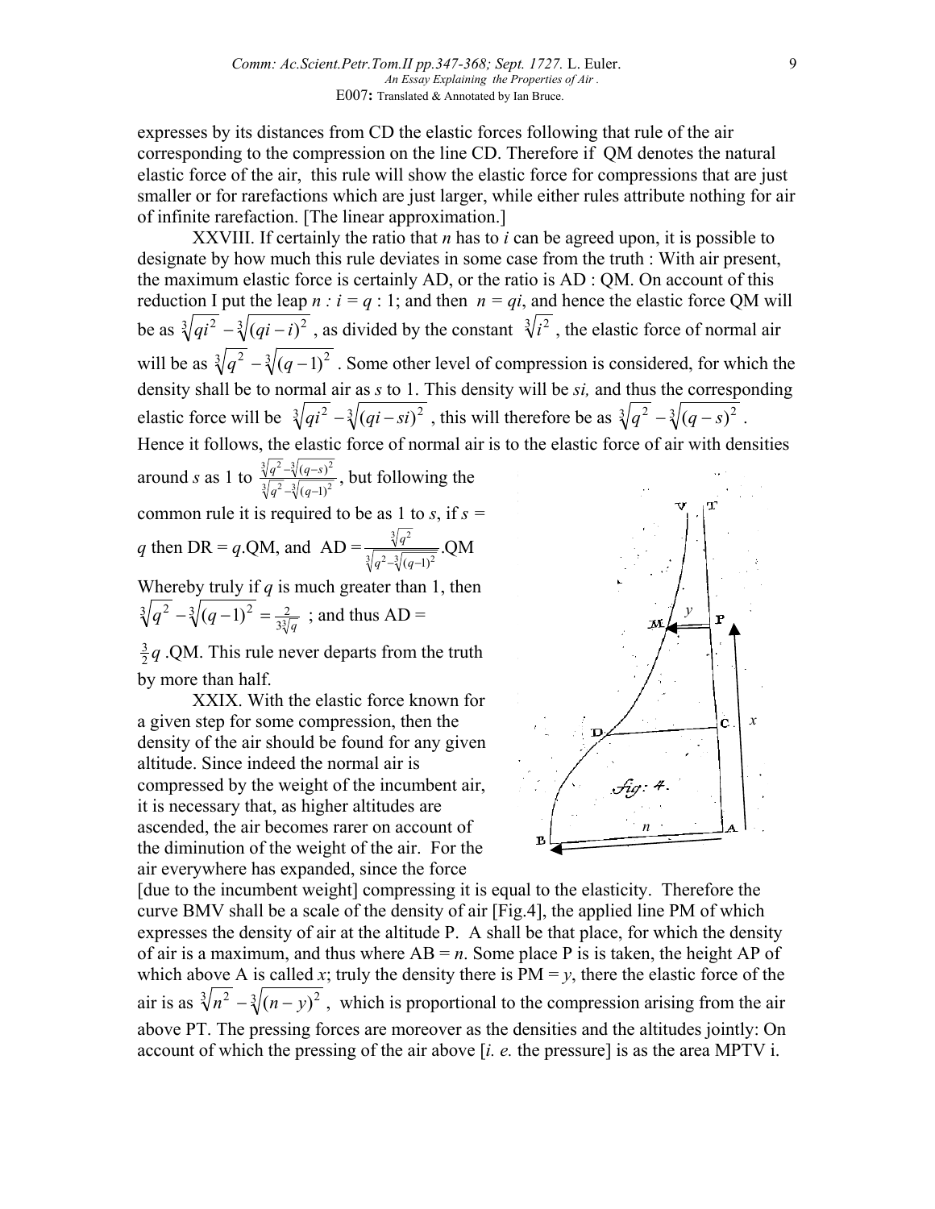expresses by its distances from CD the elastic forces following that rule of the air corresponding to the compression on the line CD. Therefore if QM denotes the natural elastic force of the air, this rule will show the elastic force for compressions that are just smaller or for rarefactions which are just larger, while either rules attribute nothing for air of infinite rarefaction. [The linear approximation.]

XXVIII. If certainly the ratio that $n$ has to $i$ can be agreed upon, it is possible to designate by how much this rule deviates in some case from the truth : With air present, the maximum elastic force is certainly AD, or the ratio is AD : QM. On account of this reduction I put the leap $n : i = q : 1$; and then $n = qi$, and hence the elastic force QM will be as $\sqrt[3]{qi^2} - \sqrt[3]{(qi-i)^2}$, as divided by the constant $\sqrt[3]{i^2}$, the elastic force of normal air will be as $\sqrt[3]{q^2} - \sqrt[3]{(q-1)^2}$. Some other level of compression is considered, for which the density shall be to normal air as $s$ to 1. This density will be $si$, and thus the corresponding elastic force will be $\sqrt[3]{qi^2} - \sqrt[3]{(qi-si)^2}$, this will therefore be as $\sqrt[3]{q^2} - \sqrt[3]{(q-s)^2}$. Hence it follows, the elastic force of normal air is to the elastic force of air with densities around $s$ as 1 to $\frac{\sqrt[3]{q^2}-\sqrt[3]{(q-s)^2}}{\sqrt[3]{q^2}-\sqrt[3]{(q-1)^2}}$, but following the common rule it is required to be as 1 to $s$, if $s = q$ then DR = $q$.QM, and $\text{AD} = \frac{\sqrt[3]{q^2}}{\sqrt[3]{q^2}-\sqrt[3]{(q-1)^2}}.\text{QM}$ Whereby truly if $q$ is much greater than 1, then $\sqrt[3]{q^2} - \sqrt[3]{(q-1)^2} = \frac{2}{3\sqrt[3]{q}}$ ; and thus AD = $\frac{3}{2}q$ .QM. This rule never departs from the truth by more than half.

XXIX. With the elastic force known for a given step for some compression, then the density of the air should be found for any given altitude. Since indeed the normal air is compressed by the weight of the incumbent air, it is necessary that, as higher altitudes are ascended, the air becomes rarer on account of the diminution of the weight of the air. For the air everywhere has expanded, since the force [due to the incumbent weight] compressing it is equal to the elasticity. Therefore the curve BMV shall be a scale of the density of air [Fig.4], the applied line PM of which expresses the density of air at the altitude P. A shall be that place, for which the density of air is a maximum, and thus where AB = $n$. Some place P is taken, the height AP of which above A is called $x$; truly the density there is PM = $y$, there the elastic force of the air is as $\sqrt[3]{n^2} - \sqrt[3]{(n-y)^2}$, which is proportional to the compression arising from the air above PT. The pressing forces are moreover as the densities and the altitudes jointly: On account of which the pressing of the air above [*i. e.* the pressure] is as the area MPTV i.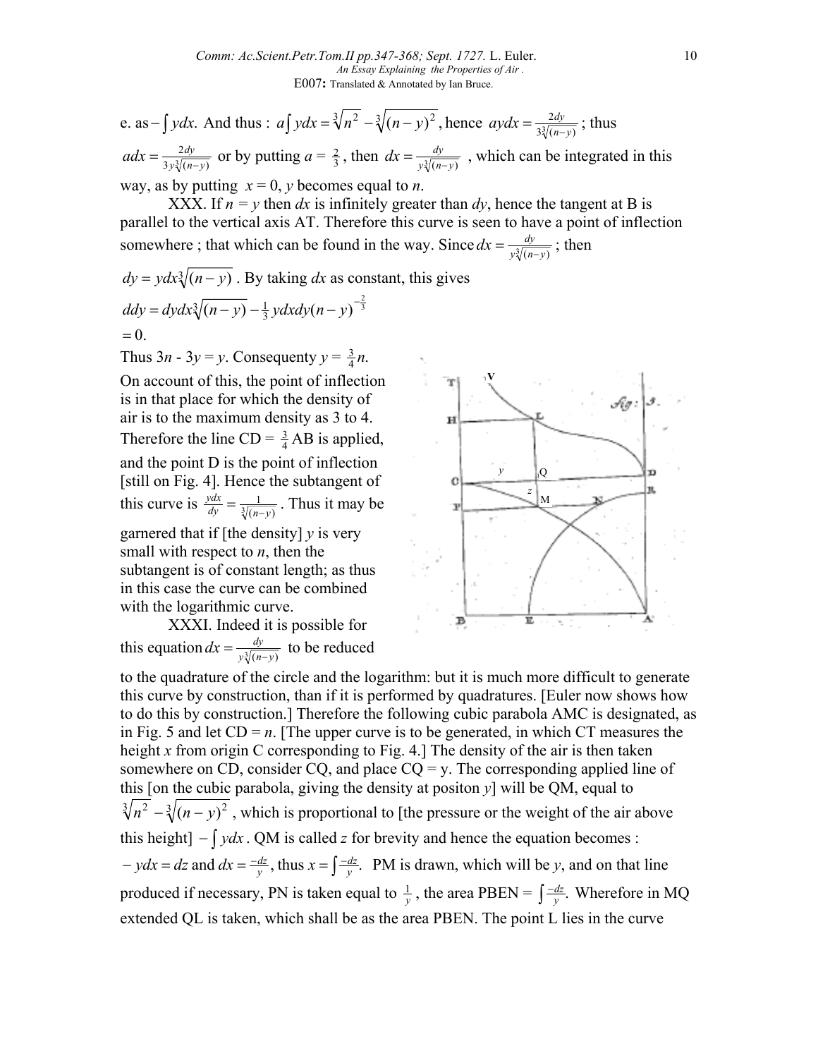e. as $-\int ydx$. And thus : $a\int ydx = \sqrt[3]{n^2} - \sqrt[3]{(n-y)^2}$, hence $aydx = \frac{2dy}{3\sqrt[3]{(n-y)}}$ ; thus $adx = \frac{2dy}{3y\sqrt[3]{(n-y)}}$ or by putting $a = \frac{2}{3}$, then $dx = \frac{dy}{y\sqrt[3]{(n-y)}}$ , which can be integrated in this way, as by putting $x = 0$, $y$ becomes equal to $n$.

XXX. If $n = y$ then $dx$ is infinitely greater than $dy$, hence the tangent at B is parallel to the vertical axis AT. Therefore this curve is seen to have a point of inflection somewhere ; that which can be found in the way. Since $dx = \frac{dy}{y\sqrt[3]{(n-y)}}$ ; then $dy = ydx\sqrt[3]{(n-y)}$ . By taking $dx$ as constant, this gives

$$ddy = dydx\sqrt[3]{(n-y)} - \tfrac{1}{3}ydxdy(n-y)^{-\frac{2}{3}}$$
$$= 0.$$

Thus $3n - 3y = y$. Consequenty $y = \frac{3}{4}n$. On account of this, the point of inflection is in that place for which the density of air is to the maximum density as 3 to 4. Therefore the line CD = $\frac{3}{4}$ AB is applied, and the point D is the point of inflection [still on Fig. 4]. Hence the subtangent of this curve is $\frac{ydx}{dy} = \frac{1}{\sqrt[3]{(n-y)}}$ . Thus it may be garnered that if [the density] $y$ is very small with respect to $n$, then the subtangent is of constant length; as thus in this case the curve can be combined with the logarithmic curve.

XXXI. Indeed it is possible for this equation $dx = \frac{dy}{y\sqrt[3]{(n-y)}}$ to be reduced to the quadrature of the circle and the logarithm: but it is much more difficult to generate this curve by construction, than if it is performed by quadratures. [Euler now shows how to do this by construction.] Therefore the following cubic parabola AMC is designated, as in Fig. 5 and let CD = $n$. [The upper curve is to be generated, in which CT measures the height $x$ from origin C corresponding to Fig. 4.] The density of the air is then taken somewhere on CD, consider CQ, and place CQ = y. The corresponding applied line of this [on the cubic parabola, giving the density at positon $y$] will be QM, equal to $\sqrt[3]{n^2} - \sqrt[3]{(n-y)^2}$ , which is proportional to [the pressure or the weight of the air above this height] $-\int ydx$ . QM is called $z$ for brevity and hence the equation becomes : $-ydx = dz$ and $dx = \frac{-dz}{y}$, thus $x = \int \frac{-dz}{y}$. PM is drawn, which will be $y$, and on that line produced if necessary, PN is taken equal to $\frac{1}{y}$ , the area PBEN = $\int \frac{-dz}{y}$. Wherefore in MQ extended QL is taken, which shall be as the area PBEN. The point L lies in the curve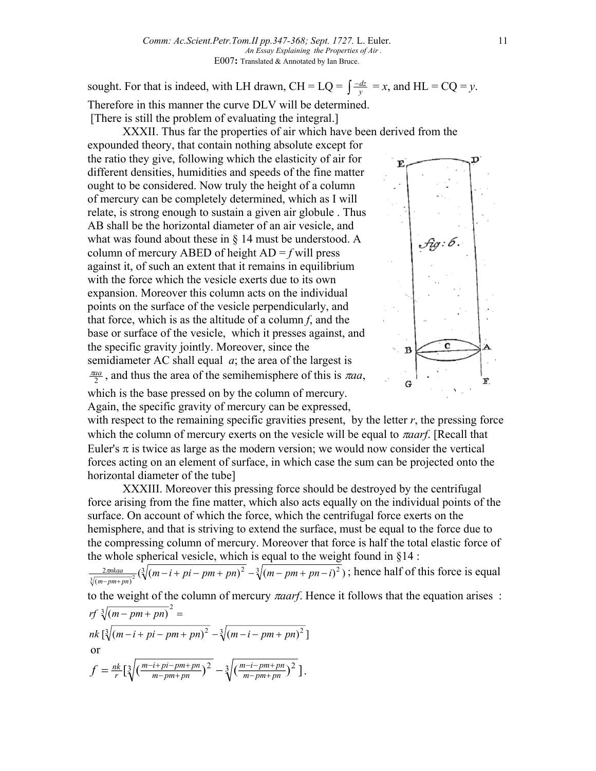sought. For that is indeed, with LH drawn, CH = LQ = $\int \frac{-dz}{y} = x$, and HL = CQ = $y$. Therefore in this manner the curve DLV will be determined.
[There is still the problem of evaluating the integral.]

XXXII. Thus far the properties of air which have been derived from the expounded theory, that contain nothing absolute except for the ratio they give, following which the elasticity of air for different densities, humidities and speeds of the fine matter ought to be considered. Now truly the height of a column of mercury can be completely determined, which as I will relate, is strong enough to sustain a given air globule . Thus AB shall be the horizontal diameter of an air vesicle, and what was found about these in § 14 must be understood. A column of mercury ABED of height AD = $f$ will press against it, of such an extent that it remains in equilibrium with the force which the vesicle exerts due to its own expansion. Moreover this column acts on the individual points on the surface of the vesicle perpendicularly, and that force, which is as the altitude of a column $f$, and the base or surface of the vesicle, which it presses against, and the specific gravity jointly. Moreover, since the semidiameter AC shall equal $a$; the area of the largest is $\frac{\pi aa}{2}$, and thus the area of the semihemisphere of this is $\pi aa$, which is the base pressed on by the column of mercury. Again, the specific gravity of mercury can be expressed, with respect to the remaining specific gravities present, by the letter $r$, the pressing force which the column of mercury exerts on the vesicle will be equal to $\pi aarf$. [Recall that Euler's $\pi$ is twice as large as the modern version; we would now consider the vertical forces acting on an element of surface, in which case the sum can be projected onto the horizontal diameter of the tube]

XXXIII. Moreover this pressing force should be destroyed by the centrifugal force arising from the fine matter, which also acts equally on the individual points of the surface. On account of which the force, which the centrifugal force exerts on the hemisphere, and that is striving to extend the surface, must be equal to the force due to the compressing column of mercury. Moreover that force is half the total elastic force of the whole spherical vesicle, which is equal to the weight found in §14 :
$\frac{2\pi nkaa}{\sqrt[3]{(m-pm+pn)^2}}\left(\sqrt[3]{(m-i+pi-pm+pn)^2}-\sqrt[3]{(m-pm+pn-i)^2}\right)$; hence half of this force is equal to the weight of the column of mercury $\pi aarf$. Hence it follows that the equation arises :

$$rf\,\sqrt[3]{(m-pm+pn)^2} =$$
$$nk\left[\sqrt[3]{(m-i+pi-pm+pn)^2}-\sqrt[3]{(m-i-pm+pn)^2}\right]$$

or

$$f=\frac{nk}{r}\left[\sqrt[3]{\left(\frac{m-i+pi-pm+pn}{m-pm+pn}\right)^2}-\sqrt[3]{\left(\frac{m-i-pm+pn}{m-pm+pn}\right)^2}\right].$$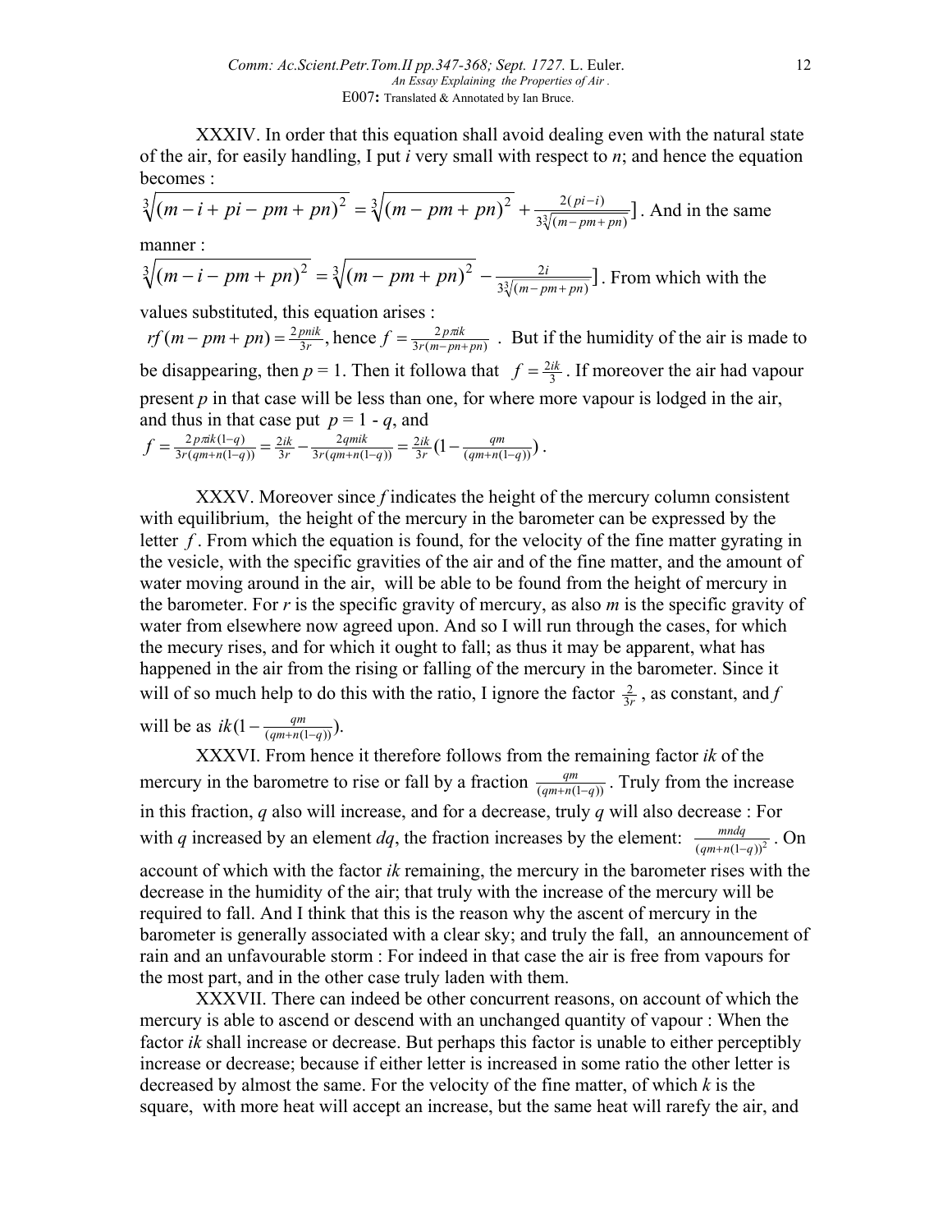XXXIV. In order that this equation shall avoid dealing even with the natural state of the air, for easily handling, I put $i$ very small with respect to $n$; and hence the equation becomes :

$\sqrt[3]{(m-i+pi-pm+pn)^2} = \sqrt[3]{(m-pm+pn)^2} + \frac{2(pi-i)}{3\sqrt[3]{(m-pm+pn)}}]$. And in the same manner :

$\sqrt[3]{(m-i-pm+pn)^2} = \sqrt[3]{(m-pm+pn)^2} - \frac{2i}{3\sqrt[3]{(m-pm+pn)}}]$. From which with the values substituted, this equation arises :

$rf(m-pm+pn) = \frac{2pnik}{3r}$, hence $f = \frac{2p\pi ik}{3r(m-pn+pn)}$. But if the humidity of the air is made to be disappearing, then $p = 1$. Then it followa that $f = \frac{2ik}{3}$. If moreover the air had vapour present $p$ in that case will be less than one, for where more vapour is lodged in the air, and thus in that case put $p = 1 - q$, and

$f = \frac{2p\pi ik(1-q)}{3r(qm+n(1-q))} = \frac{2ik}{3r} - \frac{2qmik}{3r(qm+n(1-q))} = \frac{2ik}{3r}(1 - \frac{qm}{(qm+n(1-q))})$.

XXXV. Moreover since $f$ indicates the height of the mercury column consistent with equilibrium, the height of the mercury in the barometer can be expressed by the letter $f$. From which the equation is found, for the velocity of the fine matter gyrating in the vesicle, with the specific gravities of the air and of the fine matter, and the amount of water moving around in the air, will be able to be found from the height of mercury in the barometer. For $r$ is the specific gravity of mercury, as also $m$ is the specific gravity of water from elsewhere now agreed upon. And so I will run through the cases, for which the mecury rises, and for which it ought to fall; as thus it may be apparent, what has happened in the air from the rising or falling of the mercury in the barometer. Since it will of so much help to do this with the ratio, I ignore the factor $\frac{2}{3r}$, as constant, and $f$ will be as $ik(1 - \frac{qm}{(qm+n(1-q))})$.

XXXVI. From hence it therefore follows from the remaining factor $ik$ of the mercury in the barometre to rise or fall by a fraction $\frac{qm}{(qm+n(1-q))}$. Truly from the increase in this fraction, $q$ also will increase, and for a decrease, truly $q$ will also decrease : For with $q$ increased by an element $dq$, the fraction increases by the element: $\frac{mndq}{(qm+n(1-q))^2}$. On account of which with the factor $ik$ remaining, the mercury in the barometer rises with the decrease in the humidity of the air; that truly with the increase of the mercury will be required to fall. And I think that this is the reason why the ascent of mercury in the barometer is generally associated with a clear sky; and truly the fall, an announcement of rain and an unfavourable storm : For indeed in that case the air is free from vapours for the most part, and in the other case truly laden with them.

XXXVII. There can indeed be other concurrent reasons, on account of which the mercury is able to ascend or descend with an unchanged quantity of vapour : When the factor $ik$ shall increase or decrease. But perhaps this factor is unable to either perceptibly increase or decrease; because if either letter is increased in some ratio the other letter is decreased by almost the same. For the velocity of the fine matter, of which $k$ is the square, with more heat will accept an increase, but the same heat will rarefy the air, and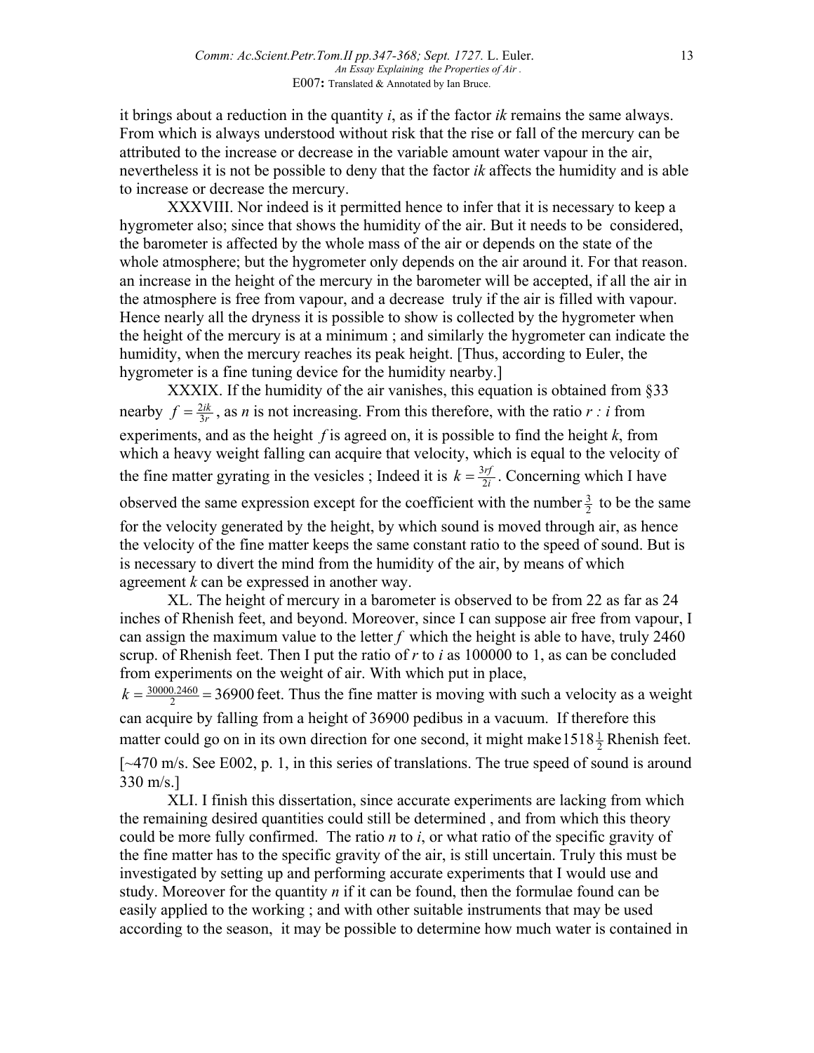it brings about a reduction in the quantity $i$, as if the factor $ik$ remains the same always. From which is always understood without risk that the rise or fall of the mercury can be attributed to the increase or decrease in the variable amount water vapour in the air, nevertheless it is not be possible to deny that the factor $ik$ affects the humidity and is able to increase or decrease the mercury.

XXXVIII. Nor indeed is it permitted hence to infer that it is necessary to keep a hygrometer also; since that shows the humidity of the air. But it needs to be considered, the barometer is affected by the whole mass of the air or depends on the state of the whole atmosphere; but the hygrometer only depends on the air around it. For that reason. an increase in the height of the mercury in the barometer will be accepted, if all the air in the atmosphere is free from vapour, and a decrease truly if the air is filled with vapour. Hence nearly all the dryness it is possible to show is collected by the hygrometer when the height of the mercury is at a minimum ; and similarly the hygrometer can indicate the humidity, when the mercury reaches its peak height. [Thus, according to Euler, the hygrometer is a fine tuning device for the humidity nearby.]

XXXIX. If the humidity of the air vanishes, this equation is obtained from §33 nearby $f = \frac{2ik}{3r}$, as $n$ is not increasing. From this therefore, with the ratio $r : i$ from experiments, and as the height $f$ is agreed on, it is possible to find the height $k$, from which a heavy weight falling can acquire that velocity, which is equal to the velocity of the fine matter gyrating in the vesicles ; Indeed it is $k = \frac{3rf}{2i}$. Concerning which I have observed the same expression except for the coefficient with the number $\frac{3}{2}$ to be the same for the velocity generated by the height, by which sound is moved through air, as hence the velocity of the fine matter keeps the same constant ratio to the speed of sound. But is is necessary to divert the mind from the humidity of the air, by means of which agreement $k$ can be expressed in another way.

XL. The height of mercury in a barometer is observed to be from 22 as far as 24 inches of Rhenish feet, and beyond. Moreover, since I can suppose air free from vapour, I can assign the maximum value to the letter $f$ which the height is able to have, truly 2460 scrup. of Rhenish feet. Then I put the ratio of $r$ to $i$ as 100000 to 1, as can be concluded from experiments on the weight of air. With which put in place, $k = \frac{30000.2460}{2} = 36900$ feet. Thus the fine matter is moving with such a velocity as a weight can acquire by falling from a height of 36900 pedibus in a vacuum. If therefore this matter could go on in its own direction for one second, it might make $1518\frac{1}{2}$ Rhenish feet. [~470 m/s. See E002, p. 1, in this series of translations. The true speed of sound is around 330 m/s.]

XLI. I finish this dissertation, since accurate experiments are lacking from which the remaining desired quantities could still be determined , and from which this theory could be more fully confirmed. The ratio $n$ to $i$, or what ratio of the specific gravity of the fine matter has to the specific gravity of the air, is still uncertain. Truly this must be investigated by setting up and performing accurate experiments that I would use and study. Moreover for the quantity $n$ if it can be found, then the formulae found can be easily applied to the working ; and with other suitable instruments that may be used according to the season, it may be possible to determine how much water is contained in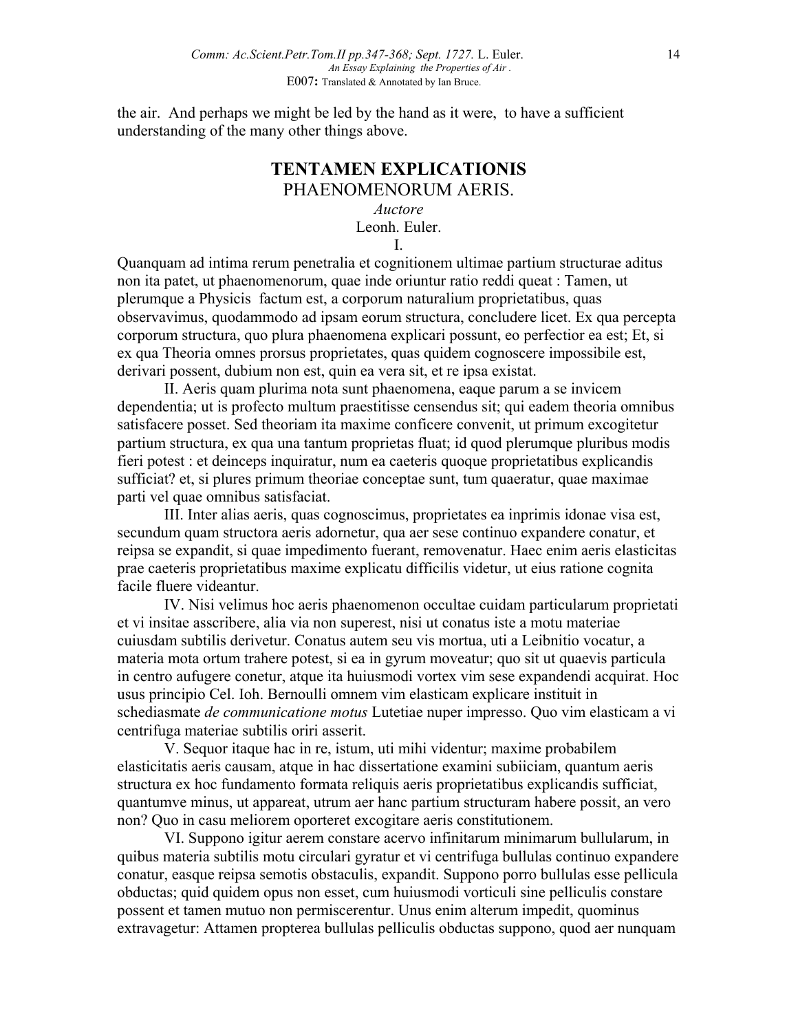the air. And perhaps we might be led by the hand as it were, to have a sufficient understanding of the many other things above.

# TENTAMEN EXPLICATIONIS
## PHAENOMENORUM AERIS.

*Auctore*
Leonh. Euler.

I.

Quanquam ad intima rerum penetralia et cognitionem ultimae partium structurae aditus non ita patet, ut phaenomenorum, quae inde oriuntur ratio reddi queat : Tamen, ut plerumque a Physicis factum est, a corporum naturalium proprietatibus, quas observavimus, quodammodo ad ipsam eorum structura, concludere licet. Ex qua percepta corporum structura, quo plura phaenomena explicari possunt, eo perfectior ea est; Et, si ex qua Theoria omnes prorsus proprietates, quas quidem cognoscere impossibile est, derivari possent, dubium non est, quin ea vera sit, et re ipsa existat.

II. Aeris quam plurima nota sunt phaenomena, eaque parum a se invicem dependentia; ut is profecto multum praestitisse censendus sit; qui eadem theoria omnibus satisfacere posset. Sed theoriam ita maxime conficere convenit, ut primum excogitetur partium structura, ex qua una tantum proprietas fluat; id quod plerumque pluribus modis fieri potest : et deinceps inquiratur, num ea caeteris quoque proprietatibus explicandis sufficiat? et, si plures primum theoriae conceptae sunt, tum quaeratur, quae maximae parti vel quae omnibus satisfaciat.

III. Inter alias aeris, quas cognoscimus, proprietates ea inprimis idonae visa est, secundum quam structora aeris adornetur, qua aer sese continuo expandere conatur, et reipsa se expandit, si quae impedimento fuerant, removenatur. Haec enim aeris elasticitas prae caeteris proprietatibus maxime explicatu difficilis videtur, ut eius ratione cognita facile fluere videantur.

IV. Nisi velimus hoc aeris phaenomenon occultae cuidam particularum proprietati et vi insitae asscribere, alia via non superest, nisi ut conatus iste a motu materiae cuiusdam subtilis derivetur. Conatus autem seu vis mortua, uti a Leibnitio vocatur, a materia mota ortum trahere potest, si ea in gyrum moveatur; quo sit ut quaevis particula in centro aufugere conetur, atque ita huiusmodi vortex vim sese expandendi acquirat. Hoc usus principio Cel. Ioh. Bernoulli omnem vim elasticam explicare instituit in schediasmate *de communicatione motus* Lutetiae nuper impresso. Quo vim elasticam a vi centrifuga materiae subtilis oriri asserit.

V. Sequor itaque hac in re, istum, uti mihi videntur; maxime probabilem elasticitatis aeris causam, atque in hac dissertatione examini subiiciam, quantum aeris structura ex hoc fundamento formata reliquis aeris proprietatibus explicandis sufficiat, quantumve minus, ut appareat, utrum aer hanc partium structuram habere possit, an vero non? Quo in casu meliorem oporteret excogitare aeris constitutionem.

VI. Suppono igitur aerem constare acervo infinitarum minimarum bullularum, in quibus materia subtilis motu circulari gyratur et vi centrifuga bullulas continuo expandere conatur, easque reipsa semotis obstaculis, expandit. Suppono porro bullulas esse pellicula obductas; quid quidem opus non esset, cum huiusmodi vorticuli sine pelliculis constare possent et tamen mutuo non permiscerentur. Unus enim alterum impedit, quominus extravagetur: Attamen propterea bullulas pelliculis obductas suppono, quod aer nunquam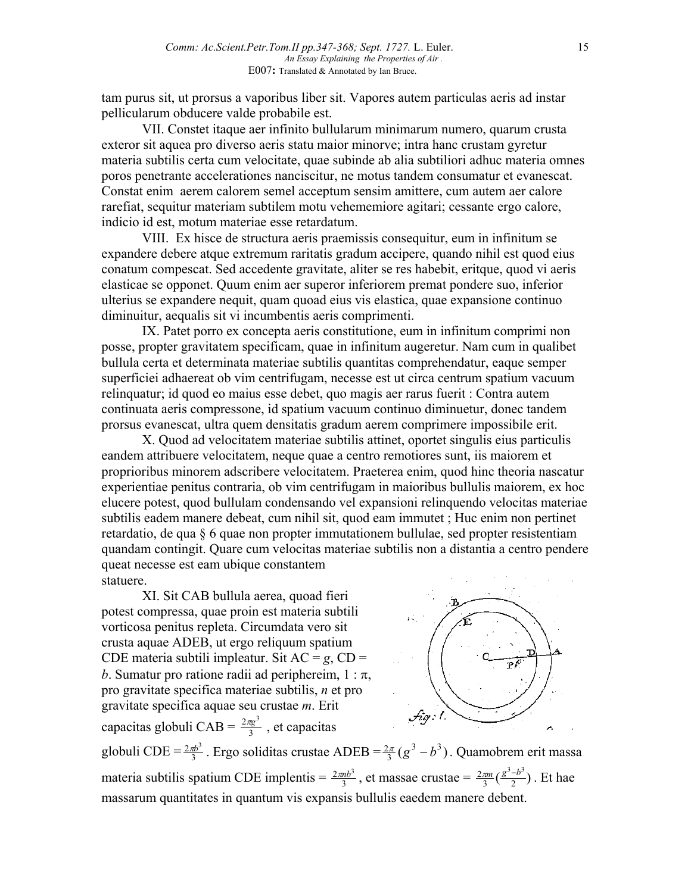tam purus sit, ut prorsus a vaporibus liber sit. Vapores autem particulas aeris ad instar pellicularum obducere valde probabile est.

VII. Constet itaque aer infinito bullularum minimarum numero, quarum crusta exteror sit aquea pro diverso aeris statu maior minorve; intra hanc crustam gyretur materia subtilis certa cum velocitate, quae subinde ab alia subtiliori adhuc materia omnes poros penetrante accelerationes nanciscitur, ne motus tandem consumatur et evanescat. Constat enim aerem calorem semel acceptum sensim amittere, cum autem aer calore rarefiat, sequitur materiam subtilem motu vehememiore agitari; cessante ergo calore, indicio id est, motum materiae esse retardatum.

VIII. Ex hisce de structura aeris praemissis consequitur, eum in infinitum se expandere debere atque extremum raritatis gradum accipere, quando nihil est quod eius conatum compescat. Sed accedente gravitate, aliter se res habebit, eritque, quod vi aeris elasticae se opponet. Quum enim aer superor inferiorem premat pondere suo, inferior ulterius se expandere nequit, quam quoad eius vis elastica, quae expansione continuo diminuitur, aequalis sit vi incumbentis aeris comprimenti.

IX. Patet porro ex concepta aeris constitutione, eum in infinitum comprimi non posse, propter gravitatem specificam, quae in infinitum augeretur. Nam cum in qualibet bullula certa et determinata materiae subtilis quantitas comprehendatur, eaque semper superficiei adhaereat ob vim centrifugam, necesse est ut circa centrum spatium vacuum relinquatur; id quod eo maius esse debet, quo magis aer rarus fuerit : Contra autem continuata aeris compressone, id spatium vacuum continuo diminuetur, donec tandem prorsus evanescat, ultra quem densitatis gradum aerem comprimere impossibile erit.

X. Quod ad velocitatem materiae subtilis attinet, oportet singulis eius particulis eandem attribuere velocitatem, neque quae a centro remotiores sunt, iis maiorem et proprioribus minorem adscribere velocitatem. Praeterea enim, quod hinc theoria nascatur experientiae penitus contraria, ob vim centrifugam in maioribus bullulis maiorem, ex hoc elucere potest, quod bullulam condensando vel expansioni relinquendo velocitas materiae subtilis eadem manere debeat, cum nihil sit, quod eam immutet ; Huc enim non pertinet retardatio, de qua § 6 quae non propter immutationem bullulae, sed propter resistentiam quandam contingit. Quare cum velocitas materiae subtilis non a distantia a centro pendere queat necesse est eam ubique constantem statuere.

XI. Sit CAB bullula aerea, quoad fieri potest compressa, quae proin est materia subtili vorticosa penitus repleta. Circumdata vero sit crusta aquae ADEB, ut ergo reliquum spatium CDE materia subtili impleatur. Sit AC = $g$, CD = $b$. Sumatur pro ratione radii ad periphereim, $1 : \pi$, pro gravitate specifica materiae subtilis, $n$ et pro gravitate specifica aquae seu crustae $m$. Erit capacitas globuli CAB = $\frac{2\pi g^3}{3}$ , et capacitas globuli CDE = $\frac{2\pi b^3}{3}$ . Ergo soliditas crustae ADEB = $\frac{2\pi}{3}(g^3 - b^3)$. Quamobrem erit massa materia subtilis spatium CDE implentis = $\frac{2\pi n b^3}{3}$ , et massae crustae = $\frac{2\pi m}{3}(\frac{g^3-b^3}{2})$ . Et hae massarum quantitates in quantum vis expansis bullulis eaedem manere debent.

fig: 1.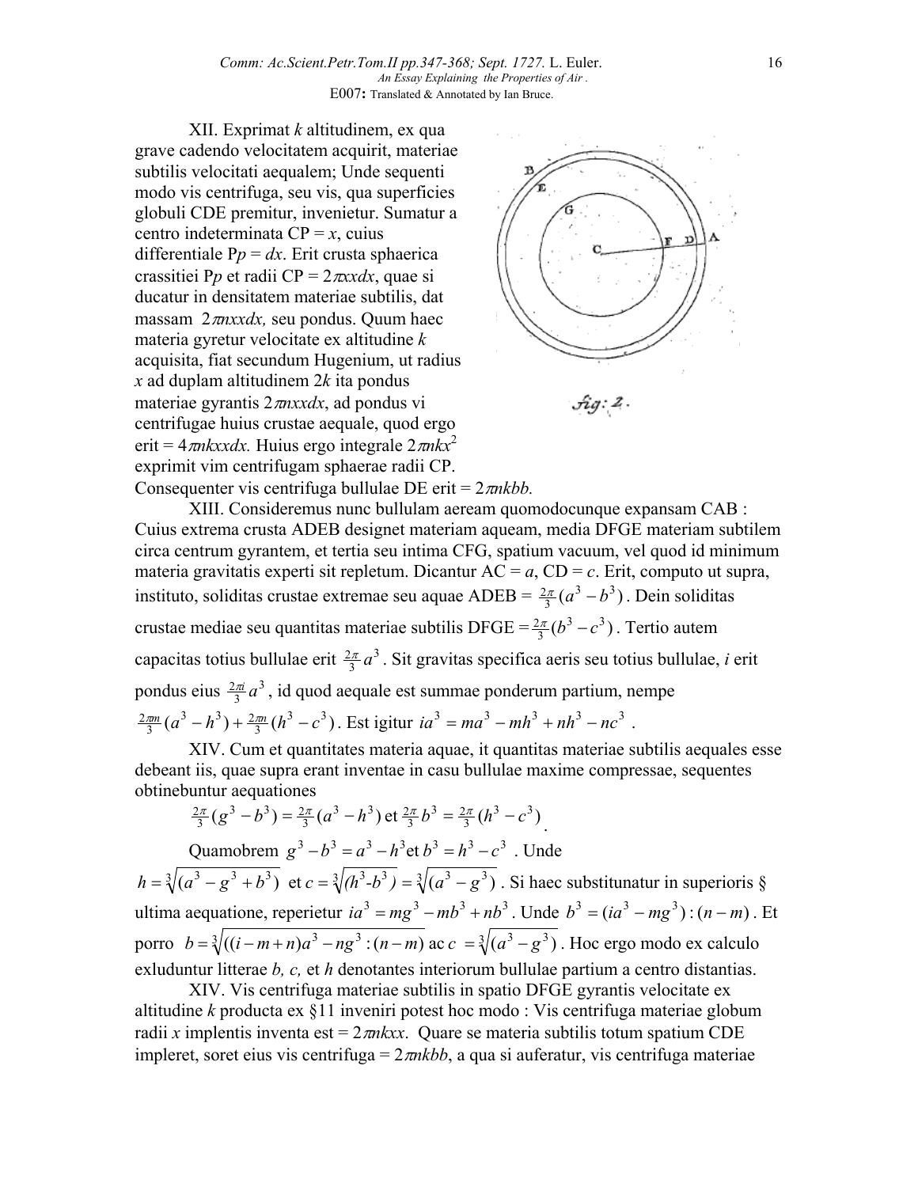XII. Exprimat $k$ altitudinem, ex qua grave cadendo velocitatem acquirit, materiae subtilis velocitati aequalem; Unde sequenti modo vis centrifuga, seu vis, qua superficies globuli CDE premitur, invenietur. Sumatur a centro indeterminata CP = $x$, cuius differentiale P$p$ = $dx$. Erit crusta sphaerica crassitiei P$p$ et radii CP = $2\pi xxdx$, quae si ducatur in densitatem materiae subtilis, dat massam $2\pi nxxdx$, seu pondus. Quum haec materia gyretur velocitate ex altitudine $k$ acquisita, fiat secundum Hugenium, ut radius $x$ ad duplam altitudinem $2k$ ita pondus materiae gyrantis $2\pi nxxdx$, ad pondus vi centrifugae huius crustae aequale, quod ergo erit = $4\pi nkxxdx$. Huius ergo integrale $2\pi nkx^2$ exprimit vim centrifugam sphaerae radii CP. Consequenter vis centrifuga bullulae DE erit = $2\pi nkbb$.

fig: 2.

XIII. Consideremus nunc bullulam aeream quomodocunque expansam CAB : Cuius extrema crusta ADEB designet materiam aqueam, media DFGE materiam subtilem circa centrum gyrantem, et tertia seu intima CFG, spatium vacuum, vel quod id minimum materia gravitatis experti sit repletum. Dicantur AC = $a$, CD = $c$. Erit, computo ut supra, instituto, soliditas crustae extremae seu aquae ADEB = $\frac{2\pi}{3}(a^3-b^3)$. Dein soliditas crustae mediae seu quantitas materiae subtilis DFGE = $\frac{2\pi}{3}(b^3-c^3)$. Tertio autem capacitas totius bullulae erit $\frac{2\pi}{3}a^3$. Sit gravitas specifica aeris seu totius bullulae, $i$ erit pondus eius $\frac{2\pi i}{3}a^3$, id quod aequale est summae ponderum partium, nempe $\frac{2\pi m}{3}(a^3-h^3)+\frac{2\pi n}{3}(h^3-c^3)$. Est igitur $ia^3 = ma^3 - mh^3 + nh^3 - nc^3$.

XIV. Cum et quantitates materia aquae, it quantitas materiae subtilis aequales esse debeant iis, quae supra erant inventae in casu bullulae maxime compressae, sequentes obtinebuntur aequationes

$$\tfrac{2\pi}{3}(g^3-b^3)=\tfrac{2\pi}{3}(a^3-h^3) \text{ et } \tfrac{2\pi}{3}b^3=\tfrac{2\pi}{3}(h^3-c^3).$$

Quamobrem $g^3-b^3=a^3-h^3$ et $b^3=h^3-c^3$. Unde $h=\sqrt[3]{(a^3-g^3+b^3)}$ et $c=\sqrt[3]{(h^3\text{-}b^3)}=\sqrt[3]{(a^3-g^3)}$. Si haec substitunatur in superioris § ultima aequatione, reperietur $ia^3=mg^3-mb^3+nb^3$. Unde $b^3=(ia^3-mg^3):(n-m)$. Et porro $b=\sqrt[3]{((i-m+n)a^3-ng^3:(n-m)}$ ac $c=\sqrt[3]{(a^3-g^3)}$. Hoc ergo modo ex calculo exluduntur litterae $b$, $c$, et $h$ denotantes interiorum bullulae partium a centro distantias.

XIV. Vis centrifuga materiae subtilis in spatio DFGE gyrantis velocitate ex altitudine $k$ producta ex §11 inveniri potest hoc modo : Vis centrifuga materiae globum radii $x$ implentis inventa est = $2\pi nkxx$. Quare se materia subtilis totum spatium CDE impleret, soret eius vis centrifuga = $2\pi nkbb$, a qua si auferatur, vis centrifuga materiae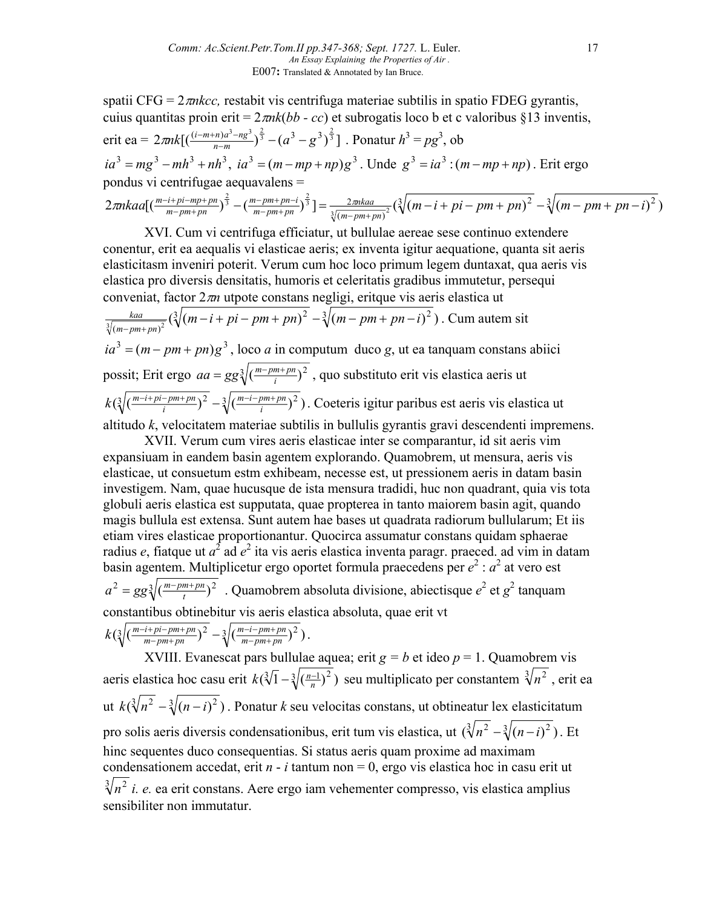spatii CFG = $2\pi nkcc$, restabit vis centrifuga materiae subtilis in spatio FDEG gyrantis, cuius quantitas proin erit = $2\pi nk(bb - cc)$ et subrogatis loco b et c valoribus §13 inventis, erit ea = $2\pi nk[(\frac{(i-m+n)a^3-ng^3}{n-m})^{\frac{2}{3}} - (a^3 - g^3)^{\frac{2}{3}}]$ . Ponatur $h^3 = pg^3$, ob $ia^3 = mg^3 - mh^3 + nh^3$, $ia^3 = (m - mp + np)g^3$ . Unde $g^3 = ia^3 : (m - mp + np)$ . Erit ergo pondus vi centrifugae aequavalens =

$$2\pi nkaa[(\tfrac{m-i+pi-mp+pn}{m-pm+pn})^{\frac{2}{3}} - (\tfrac{m-pm+pn-i}{m-pm+pn})^{\frac{2}{3}}] = \frac{2\pi nkaa}{\sqrt[3]{(m-pm+pn)^2}}(\sqrt[3]{(m-i+pi-pm+pn)^2} - \sqrt[3]{(m-pm+pn-i)^2})$$

XVI. Cum vi centrifuga efficiatur, ut bullulae aereae sese continuo extendere conentur, erit ea aequalis vi elasticae aeris; ex inventa igitur aequatione, quanta sit aeris elasticitasm inveniri poterit. Verum cum hoc loco primum legem duntaxat, qua aeris vis elastica pro diversis densitatis, humoris et celeritatis gradibus immutetur, persequi conveniat, factor $2\pi n$ utpote constans negligi, eritque vis aeris elastica ut $\frac{kaa}{\sqrt[3]{(m-pm+pn)^2}}(\sqrt[3]{(m-i+pi-pm+pn)^2} - \sqrt[3]{(m-pm+pn-i)^2})$ . Cum autem sit $ia^3 = (m - pm + pn)g^3$ , loco *a* in computum duco *g*, ut ea tanquam constans abiici possit; Erit ergo $aa = gg\sqrt[3]{(\frac{m-pm+pn}{i})^2}$ , quo substituto erit vis elastica aeris ut $k(\sqrt[3]{(\frac{m-i+pi-pm+pn}{i})^2} - \sqrt[3]{(\frac{m-i-pm+pn}{i})^2})$ . Coeteris igitur paribus est aeris vis elastica ut altitudo *k*, velocitatem materiae subtilis in bullulis gyrantis gravi descendenti imprimens.

XVII. Verum cum vires aeris elasticae inter se comparantur, id sit aeris vim expansiuam in eandem basin agentem explorando. Quamobrem, ut mensura, aeris vis elasticae, ut consuetum estm exhibeam, necesse est, ut pressionem aeris in datam basin investigem. Nam, quae hucusque de ista mensura tradidi, huc non quadrant, quia vis tota globuli aeris elastica est supputata, quae propterea in tanto maiorem basin agit, quando magis bullula est extensa. Sunt autem hae bases ut quadrata radiorum bullularum; Et iis etiam vires elasticae proportionantur. Quocirca assumatur constans quidam sphaerae radius *e*, fiatque ut $a^2$ ad $e^2$ ita vis aeris elastica inventa paragr. praeced. ad vim in datam basin agentem. Multiplicetur ergo oportet formula praecedens per $e^2 : a^2$ at vero est $a^2 = gg\sqrt[3]{(\frac{m-pm+pn}{t})^2}$ . Quamobrem absoluta divisione, abiectisque $e^2$ et $g^2$ tanquam constantibus obtinebitur vis aeris elastica absoluta, quae erit vt $k(\sqrt[3]{(\frac{m-i+pi-pm+pn}{m-pm+pn})^2} - \sqrt[3]{(\frac{m-i-pm+pn}{m-pm+pn})^2})$ .

XVIII. Evanescat pars bullulae aquea; erit $g = b$ et ideo $p = 1$. Quamobrem vis aeris elastica hoc casu erit $k(\sqrt[3]{1} - \sqrt[3]{(\frac{n-1}{n})^2})$ seu multiplicato per constantem $\sqrt[3]{n^2}$ , erit ea ut $k(\sqrt[3]{n^2} - \sqrt[3]{(n-i)^2})$ . Ponatur *k* seu velocitas constans, ut obtineatur lex elasticitatum pro solis aeris diversis condensationibus, erit tum vis elastica, ut $(\sqrt[3]{n^2} - \sqrt[3]{(n-i)^2})$ . Et hinc sequentes duco consequentias. Si status aeris quam proxime ad maximam condensationem accedat, erit $n - i$ tantum non = 0, ergo vis elastica hoc in casu erit ut $\sqrt[3]{n^2}$ *i. e.* ea erit constans. Aere ergo iam vehementer compresso, vis elastica amplius sensibiliter non immutatur.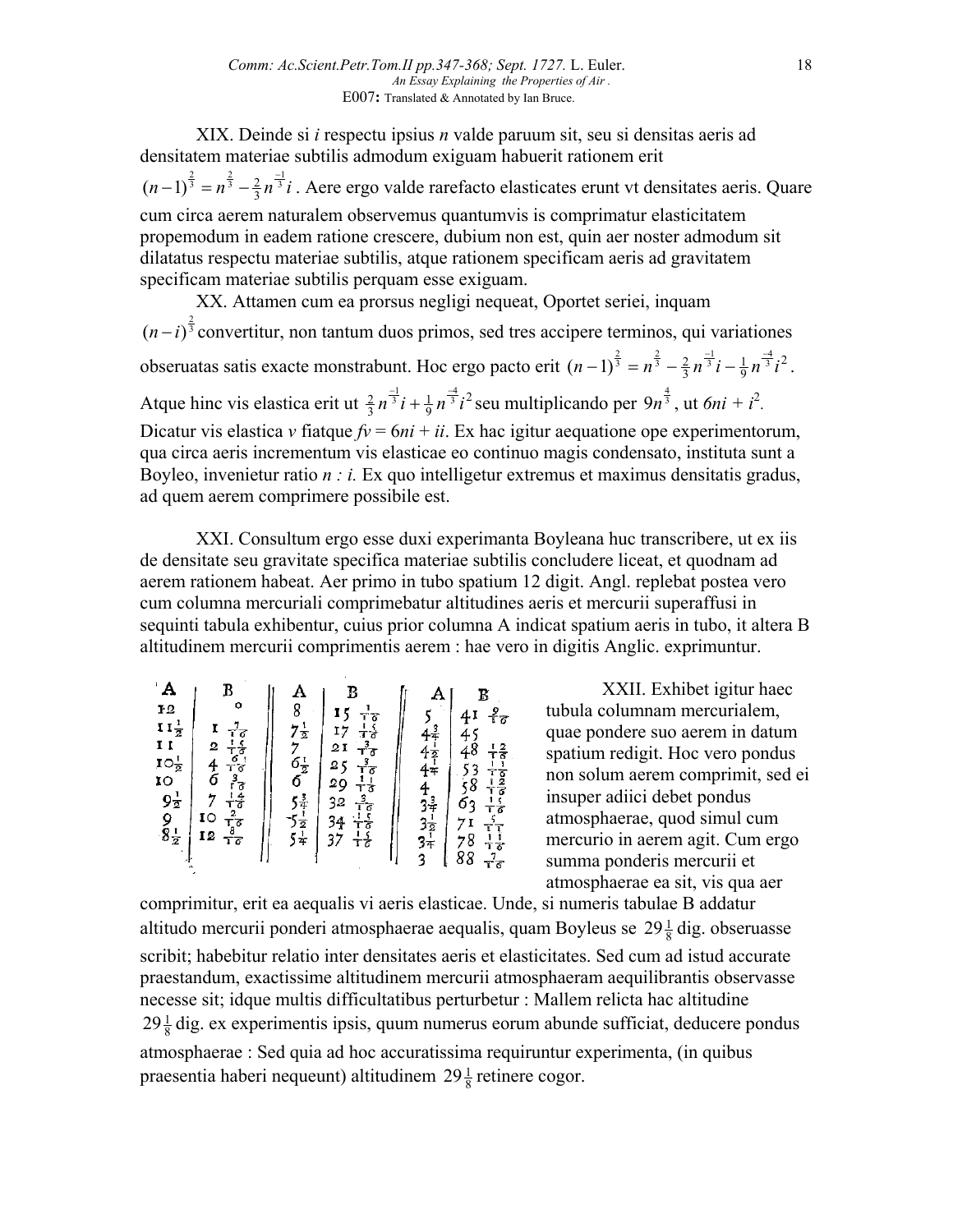XIX. Deinde si $i$ respectu ipsius $n$ valde paruum sit, seu si densitas aeris ad densitatem materiae subtilis admodum exiguam habuerit rationem erit $(n-1)^{\frac{2}{3}} = n^{\frac{2}{3}} - \frac{2}{3}n^{\frac{-1}{3}}i$. Aere ergo valde rarefacto elasticates erunt vt densitates aeris. Quare cum circa aerem naturalem observemus quantumvis is comprimatur elasticitatem propemodum in eadem ratione crescere, dubium non est, quin aer noster admodum sit dilatatus respectu materiae subtilis, atque rationem specificam aeris ad gravitatem specificam materiae subtilis perquam esse exiguam.

XX. Attamen cum ea prorsus negligi nequeat, Oportet seriei, inquam $(n-i)^{\frac{2}{3}}$ convertitur, non tantum duos primos, sed tres accipere terminos, qui variationes obseruatas satis exacte monstrabunt. Hoc ergo pacto erit $(n-1)^{\frac{2}{3}} = n^{\frac{2}{3}} - \frac{2}{3}n^{\frac{-1}{3}}i - \frac{1}{9}n^{\frac{-4}{3}}i^2$. Atque hinc vis elastica erit ut $\frac{2}{3}n^{\frac{-1}{3}}i + \frac{1}{9}n^{\frac{-4}{3}}i^2$ seu multiplicando per $9n^{\frac{4}{3}}$, ut $6ni + i^2$. Dicatur vis elastica $v$ fiatque $fv = 6ni + ii$. Ex hac igitur aequatione ope experimentorum, qua circa aeris incrementum vis elasticae eo continuo magis condensato, instituta sunt a Boyleo, invenietur ratio $n : i$. Ex quo intelligetur extremus et maximus densitatis gradus, ad quem aerem comprimere possibile est.

XXI. Consultum ergo esse duxi experimanta Boyleana huc transcribere, ut ex iis de densitate seu gravitate specifica materiae subtilis concludere liceat, et quodnam ad aerem rationem habeat. Aer primo in tubo spatium 12 digit. Angl. replebat postea vero cum columna mercuriali comprimebatur altitudines aeris et mercurii superaffusi in sequinti tabula exhibentur, cuius prior columna A indicat spatium aeris in tubo, it altera B altitudinem mercurii comprimentis aerem : hae vero in digitis Anglic. exprimuntur.

| A | B | A | B | A | B |
|---|---|---|---|---|---|
| 12 | 0 | 8 | $15\frac{1}{16}$ | 5 | $41\frac{9}{16}$ |
| $11\frac{1}{2}$ | $1\frac{7}{16}$ | $7\frac{1}{2}$ | $17\frac{15}{16}$ | $4\frac{3}{4}$ | 45 |
| 11 | $2\frac{13}{16}$ | 7 | $21\frac{3}{16}$ | $4\frac{1}{2}$ | $48\frac{12}{16}$ |
| $10\frac{1}{2}$ | $4\frac{6}{16}$ | $6\frac{1}{2}$ | $25\frac{3}{16}$ | $4\frac{1}{4}$ | $53\frac{11}{16}$ |
| 10 | $6\frac{3}{16}$ | 6 | $29\frac{11}{16}$ | 4 | $58\frac{12}{16}$ |
| $9\frac{1}{2}$ | $7\frac{14}{16}$ | $5\frac{3}{4}$ | $32\frac{3}{16}$ | $3\frac{3}{4}$ | $63\frac{15}{16}$ |
| 9 | $10\frac{2}{16}$ | $5\frac{1}{2}$ | $34\frac{15}{16}$ | $3\frac{1}{2}$ | $71\frac{5}{16}$ |
| $8\frac{1}{2}$ | $12\frac{8}{16}$ | $5\frac{1}{4}$ | $37\frac{15}{16}$ | $3\frac{1}{4}$ | $78\frac{11}{16}$ |
| | | | | 3 | $88\frac{7}{16}$ |

XXII. Exhibet igitur haec tubula columnam mercurialem, quae pondere suo aerem in datum spatium redigit. Hoc vero pondus non solum aerem comprimit, sed ei insuper adiici debet pondus atmosphaerae, quod simul cum mercurio in aerem agit. Cum ergo summa ponderis mercurii et atmosphaerae ea sit, vis qua aer comprimitur, erit ea aequalis vi aeris elasticae. Unde, si numeris tabulae B addatur altitudo mercurii ponderi atmosphaerae aequalis, quam Boyleus se $29\frac{1}{8}$ dig. obseruasse scribit; habebitur relatio inter densitates aeris et elasticitates. Sed cum ad istud accurate praestandum, exactissime altitudinem mercurii atmosphaeram aequilibrantis observasse necesse sit; idque multis difficultatibus perturbetur : Mallem relicta hac altitudine $29\frac{1}{8}$ dig. ex experimentis ipsis, quum numerus eorum abunde sufficiat, deducere pondus atmosphaerae : Sed quia ad hoc accuratissima requiruntur experimenta, (in quibus praesentia haberi nequeunt) altitudinem $29\frac{1}{8}$ retinere cogor.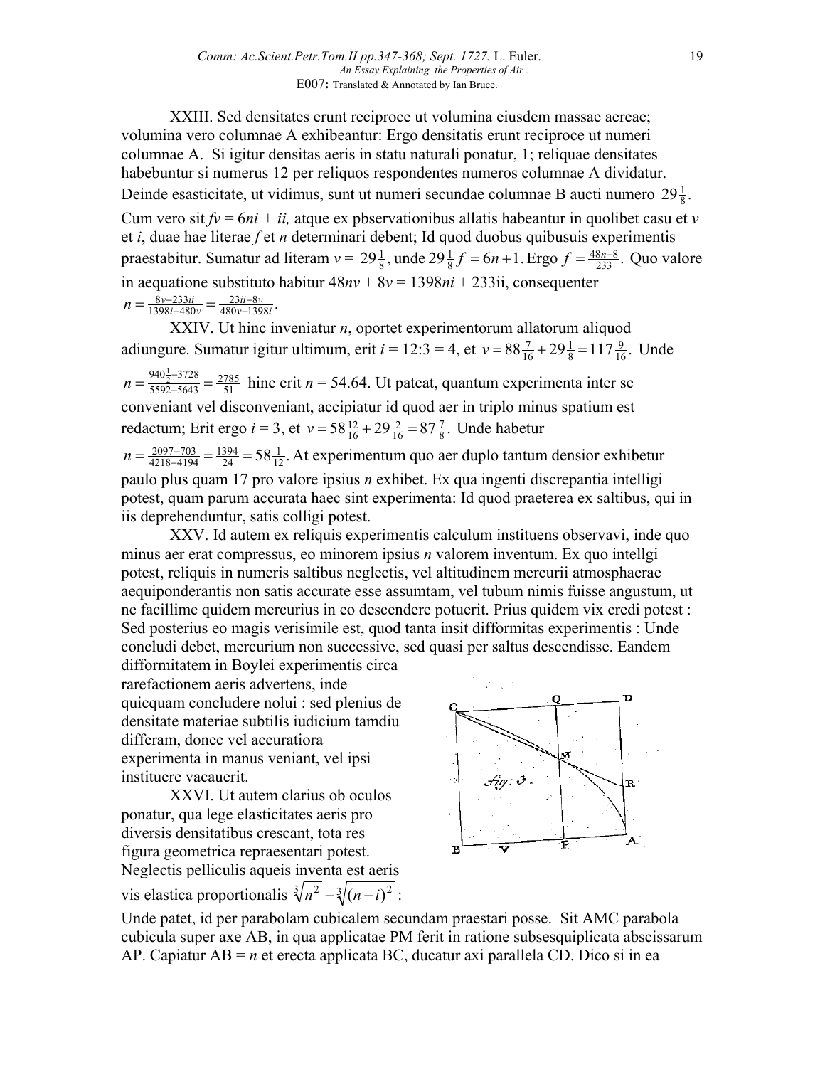XXIII. Sed densitates erunt reciproce ut volumina eiusdem massae aereae; volumina vero columnae A exhibeantur: Ergo densitatis erunt reciproce ut numeri columnae A. Si igitur densitas aeris in statu naturali ponatur, 1; reliquae densitates habebuntur si numerus 12 per reliquos respondentes numeros columnae A dividatur. Deinde esasticitate, ut vidimus, sunt ut numeri secundae columnae B aucti numero $29\frac{1}{8}$. Cum vero sit $fv = 6ni + ii$, atque ex pbservationibus allatis habeantur in quolibet casu et $v$ et $i$, duae hae literae $f$ et $n$ determinari debent; Id quod duobus quibusuis experimentis praestabitur. Sumatur ad literam $v = 29\frac{1}{8}$, unde $29\frac{1}{8}f = 6n+1$. Ergo $f = \frac{48n+8}{233}$. Quo valore in aequatione substituto habitur $48nv + 8v = 1398ni + 233ii$, consequenter $n = \frac{8v-233ii}{1398i-480v} = \frac{233ii-8v}{480v-1398i}$.

XXIV. Ut hinc inveniatur $n$, oportet experimentorum allatorum aliquod adiungure. Sumatur igitur ultimum, erit $i = 12:3 = 4$, et $v = 88\frac{7}{16} + 29\frac{1}{8} = 117\frac{9}{16}$. Unde $n = \frac{940\frac{1}{2}-3728}{5592-5643} = \frac{2785}{51}$ hinc erit $n = 54.64$. Ut pateat, quantum experimenta inter se conveniant vel disconveniant, accipiatur id quod aer in triplo minus spatium est redactum; Erit ergo $i = 3$, et $v = 58\frac{12}{16} + 29\frac{2}{16} = 87\frac{7}{8}$. Unde habetur $n = \frac{2097-703}{4218-4194} = \frac{1394}{24} = 58\frac{1}{12}$. At experimentum quo aer duplo tantum densior exhibetur paulo plus quam 17 pro valore ipsius $n$ exhibet. Ex qua ingenti discrepantia intelligi potest, quam parum accurata haec sint experimenta: Id quod praeterea ex saltibus, qui in iis deprehenduntur, satis colligi potest.

XXV. Id autem ex reliquis experimentis calculum instituens observavi, inde quo minus aer erat compressus, eo minorem ipsius $n$ valorem inventum. Ex quo intellgi potest, reliquis in numeris saltibus neglectis, vel altitudinem mercurii atmosphaerae aequiponderantis non satis accurate esse assumtam, vel tubum nimis fuisse angustum, ut ne facillime quidem mercurius in eo descendere potuerit. Prius quidem vix credi potest : Sed posterius eo magis verisimile est, quod tanta insit difformitas experimentis : Unde concludi debet, mercurium non successive, sed quasi per saltus descendisse. Eandem difformitatem in Boylei experimentis circa rarefactionem aeris advertens, inde quicquam concludere nolui : sed plenius de densitate materiae subtilis iudicium tamdiu differam, donec vel accuratiora experimenta in manus veniant, vel ipsi instituere vacauerit.

XXVI. Ut autem clarius ob oculos ponatur, qua lege elasticitates aeris pro diversis densitatibus crescant, tota res figura geometrica repraesentari potest. Neglectis pelliculis aqueis inventa est aeris vis elastica proportionalis $\sqrt[3]{n^2} - \sqrt[3]{(n-i)^2}$ : Unde patet, id per parabolam cubicalem secundam praestari posse. Sit AMC parabola cubicula super axe AB, in qua applicatae PM ferit in ratione subsesquiplicata abscissarum AP. Capiatur AB = $n$ et erecta applicata BC, ducatur axi parallela CD. Dico si in ea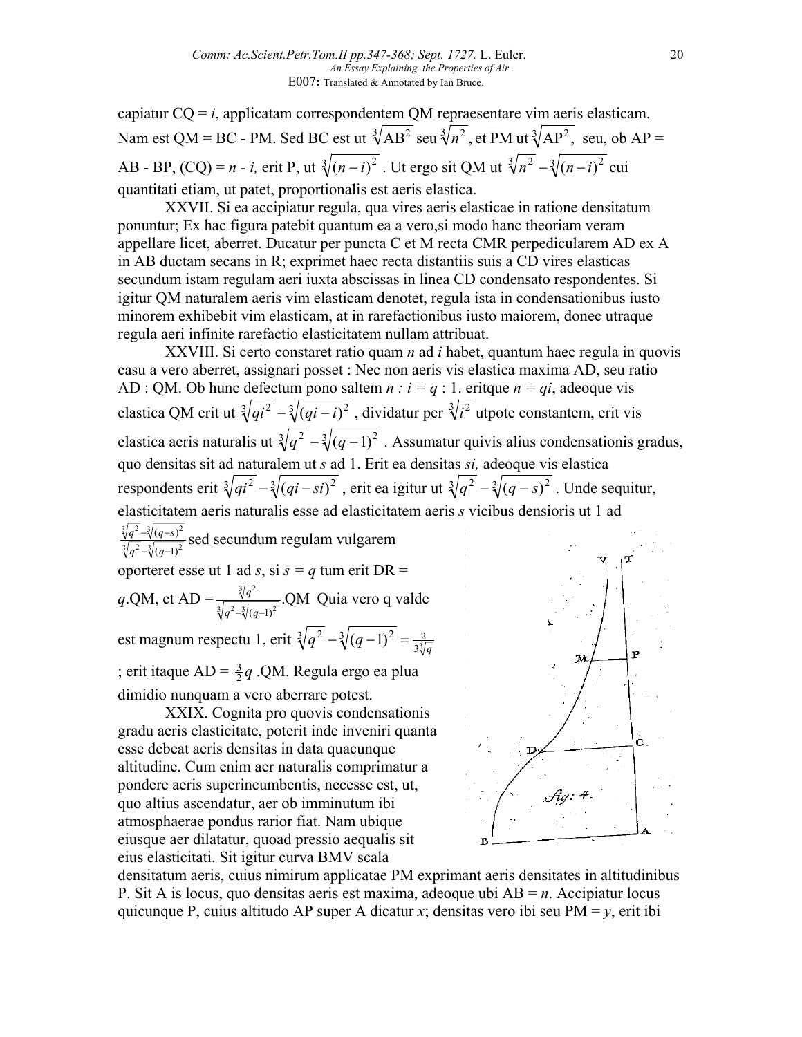capiatur CQ = $i$, applicatam correspondentem QM repraesentare vim aeris elasticam. Nam est QM = BC - PM. Sed BC est ut $\sqrt[3]{AB^2}$ seu $\sqrt[3]{n^2}$, et PM ut $\sqrt[3]{AP^2}$, seu, ob AP = AB - BP, (CQ) = $n$ - $i$, erit P, ut $\sqrt[3]{(n-i)^2}$ . Ut ergo sit QM ut $\sqrt[3]{n^2} - \sqrt[3]{(n-i)^2}$ cui quantitati etiam, ut patet, proportionalis est aeris elastica.

XXVII. Si ea accipiatur regula, qua vires aeris elasticae in ratione densitatum ponuntur; Ex hac figura patebit quantum ea a vero,si modo hanc theoriam veram appellare licet, aberret. Ducatur per puncta C et M recta CMR perpedicularem AD ex A in AB ductam secans in R; exprimet haec recta distantiis suis a CD vires elasticas secundum istam regulam aeri iuxta abscissas in linea CD condensato respondentes. Si igitur QM naturalem aeris vim elasticam denotet, regula ista in condensationibus iusto minorem exhibebit vim elasticam, at in rarefactionibus iusto maiorem, donec utraque regula aeri infinite rarefactio elasticitatem nullam attribuat.

XXVIII. Si certo constaret ratio quam $n$ ad $i$ habet, quantum haec regula in quovis casu a vero aberret, assignari posset : Nec non aeris vis elastica maxima AD, seu ratio AD : QM. Ob hunc defectum pono saltem $n : i = q : 1$. eritque $n = qi$, adeoque vis elastica QM erit ut $\sqrt[3]{qi^2} - \sqrt[3]{(qi-i)^2}$ , dividatur per $\sqrt[3]{i^2}$ utpote constantem, erit vis elastica aeris naturalis ut $\sqrt[3]{q^2} - \sqrt[3]{(q-1)^2}$ . Assumatur quivis alius condensationis gradus, quo densitas sit ad naturalem ut $s$ ad 1. Erit ea densitas $si$, adeoque vis elastica respondents erit $\sqrt[3]{qi^2} - \sqrt[3]{(qi-si)^2}$ , erit ea igitur ut $\sqrt[3]{q^2} - \sqrt[3]{(q-s)^2}$ . Unde sequitur, elasticitatem aeris naturalis esse ad elasticitatem aeris $s$ vicibus densioris ut 1 ad $\frac{\sqrt[3]{q^2}-\sqrt[3]{(q-s)^2}}{\sqrt[3]{q^2}-\sqrt[3]{(q-1)^2}}$ sed secundum regulam vulgarem oporteret esse ut 1 ad $s$, si $s = q$ tum erit DR = $q$.QM, et AD = $\frac{\sqrt[3]{q^2}}{\sqrt[3]{q^2}-\sqrt[3]{(q-1)^2}}$.QM Quia vero q valde est magnum respectu 1, erit $\sqrt[3]{q^2} - \sqrt[3]{(q-1)^2} = \frac{2}{3\sqrt[3]{q}}$ ; erit itaque AD = $\frac{3}{2}q$ .QM. Regula ergo ea plua dimidio nunquam a vero aberrare potest.

XXIX. Cognita pro quovis condensationis gradu aeris elasticitate, poterit inde inveniri quanta esse debeat aeris densitas in data quacunque altitudine. Cum enim aer naturalis comprimatur a pondere aeris superincumbentis, necesse est, ut, quo altius ascendatur, aer ob imminutum ibi atmosphaerae pondus rarior fiat. Nam ubique eiusque aer dilatatur, quoad pressio aequalis sit eius elasticitati. Sit igitur curva BMV scala densitatum aeris, cuius nimirum applicatae PM exprimant aeris densitates in altitudinibus P. Sit A is locus, quo densitas aeris est maxima, adeoque ubi AB = $n$. Accipiatur locus quicunque P, cuius altitudo AP super A dicatur $x$; densitas vero ibi seu PM = $y$, erit ibi

Fig: 4.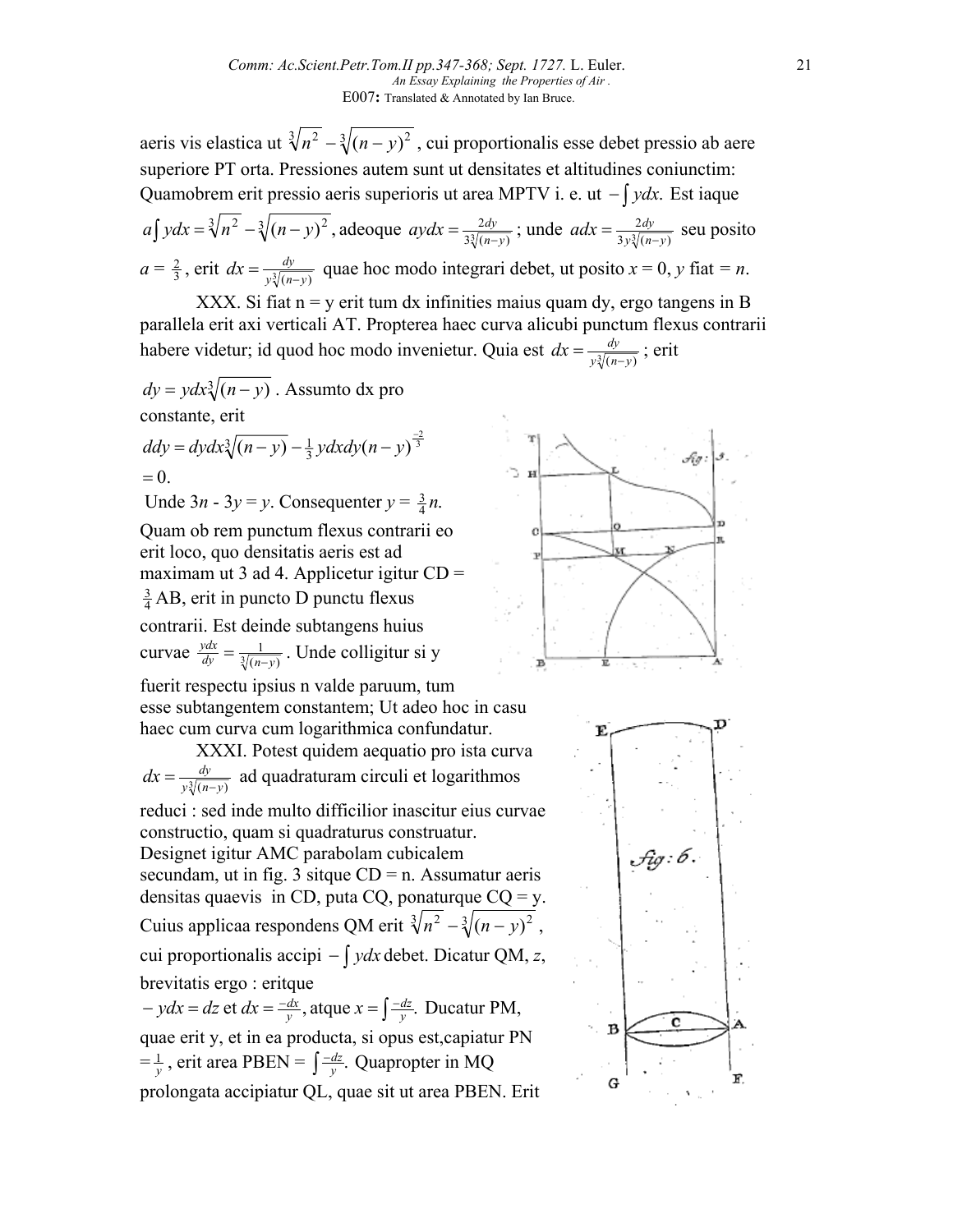aeris vis elastica ut $\sqrt[3]{n^2} - \sqrt[3]{(n-y)^2}$ , cui proportionalis esse debet pressio ab aere superiore PT orta. Pressiones autem sunt ut densitates et altitudines coniunctim: Quamobrem erit pressio aeris superioris ut area MPTV i. e. ut $-\int ydx.$ Est iaque $a\int ydx = \sqrt[3]{n^2} - \sqrt[3]{(n-y)^2}$ , adeoque $aydx = \frac{2dy}{3\sqrt[3]{(n-y)}}$ ; unde $adx = \frac{2dy}{3y\sqrt[3]{(n-y)}}$ seu posito $a = \frac{2}{3}$ , erit $dx = \frac{dy}{y\sqrt[3]{(n-y)}}$ quae hoc modo integrari debet, ut posito $x = 0$, $y$ fiat $= n$.

XXX. Si fiat n = y erit tum dx infinities maius quam dy, ergo tangens in B parallela erit axi verticali AT. Propterea haec curva alicubi punctum flexus contrarii habere videtur; id quod hoc modo invenietur. Quia est $dx = \frac{dy}{y\sqrt[3]{(n-y)}}$ ; erit

$dy = ydx\sqrt[3]{(n-y)}$ . Assumto dx pro constante, erit

$ddy = dydx\sqrt[3]{(n-y)} - \frac{1}{3}ydxdy(n-y)^{\frac{-2}{3}}$
$= 0.$

Unde $3n - 3y = y$. Consequenter $y = \frac{3}{4}n$.

Quam ob rem punctum flexus contrarii eo erit loco, quo densitatis aeris est ad maximam ut 3 ad 4. Applicetur igitur CD = $\frac{3}{4}$AB, erit in puncto D punctu flexus contrarii. Est deinde subtangens huius curvae $\frac{ydx}{dy} = \frac{1}{\sqrt[3]{(n-y)}}$ . Unde colligitur si y fuerit respectu ipsius n valde paruum, tum esse subtangentem constantem; Ut adeo hoc in casu haec cum curva cum logarithmica confundatur.

XXXI. Potest quidem aequatio pro ista curva $dx = \frac{dy}{y\sqrt[3]{(n-y)}}$ ad quadraturam circuli et logarithmos reduci : sed inde multo difficilior inascitur eius curvae constructio, quam si quadraturus construatur. Designet igitur AMC parabolam cubicalem secundam, ut in fig. 3 sitque CD = n. Assumatur aeris densitas quaevis in CD, puta CQ, ponaturque CQ = y. Cuius applicaa respondens QM erit $\sqrt[3]{n^2} - \sqrt[3]{(n-y)^2}$ , cui proportionalis accipi $-\int ydx$ debet. Dicatur QM, $z$, brevitatis ergo : eritque

$-ydx = dz$ et $dx = \frac{-dx}{y}$, atque $x = \int\frac{-dz}{y}.$ Ducatur PM, quae erit y, et in ea producta, si opus est,capiatur PN $= \frac{1}{y}$ , erit area PBEN = $\int\frac{-dz}{y}.$ Quapropter in MQ prolongata accipiatur QL, quae sit ut area PBEN. Erit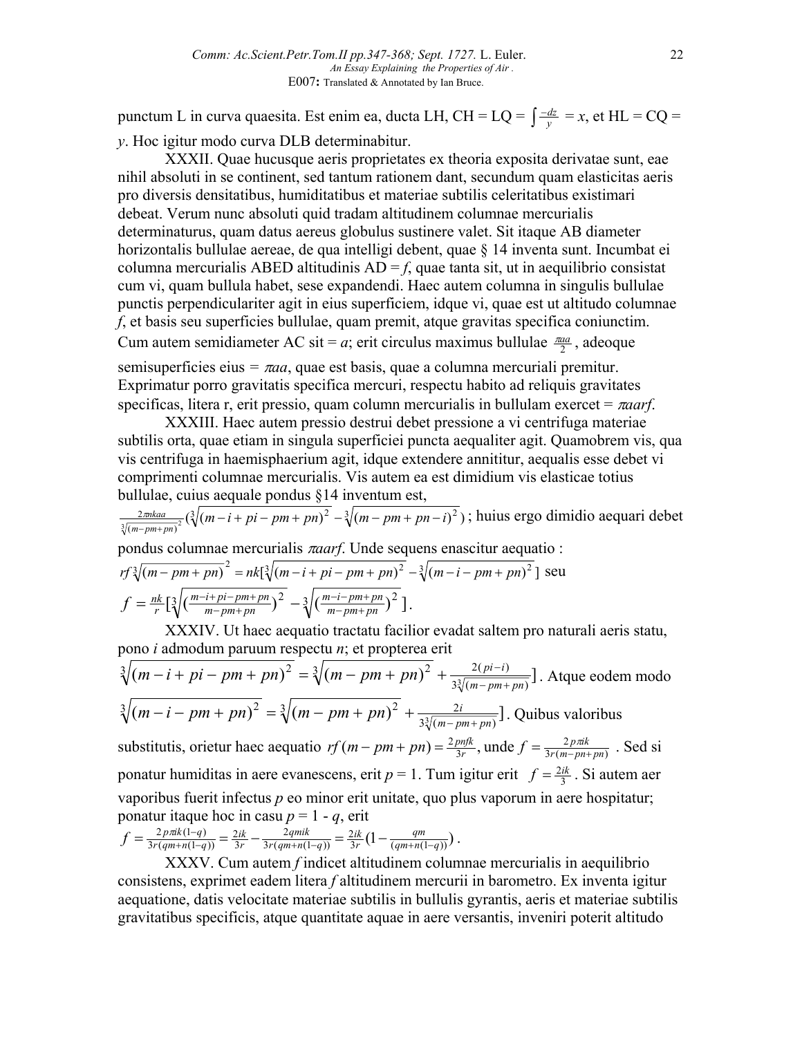punctum L in curva quaesita. Est enim ea, ducta LH, CH = LQ = $\int \frac{-dz}{y} = x$, et HL = CQ = $y$. Hoc igitur modo curva DLB determinabitur.

XXXII. Quae hucusque aeris proprietates ex theoria exposita derivatae sunt, eae nihil absoluti in se continent, sed tantum rationem dant, secundum quam elasticitas aeris pro diversis densitatibus, humiditatibus et materiae subtilis celeritatibus existimari debeat. Verum nunc absoluti quid tradam altitudinem columnae mercurialis determinaturus, quam datus aereus globulus sustinere valet. Sit itaque AB diameter horizontalis bullulae aereae, de qua intelligi debent, quae § 14 inventa sunt. Incumbat ei columna mercurialis ABED altitudinis AD = $f$, quae tanta sit, ut in aequilibrio consistat cum vi, quam bullula habet, sese expandendi. Haec autem columna in singulis bullulae punctis perpendiculariter agit in eius superficiem, idque vi, quae est ut altitudo columnae $f$, et basis seu superficies bullulae, quam premit, atque gravitas specifica coniunctim. Cum autem semidiameter AC sit = $a$; erit circulus maximus bullulae $\frac{\pi aa}{2}$, adeoque semisuperficies eius = $\pi aa$, quae est basis, quae a columna mercuriali premitur. Exprimatur porro gravitatis specifica mercuri, respectu habito ad reliquis gravitates specificas, litera r, erit pressio, quam column mercurialis in bullulam exercet = $\pi aarf$.

XXXIII. Haec autem pressio destrui debet pressione a vi centrifuga materiae subtilis orta, quae etiam in singula superficiei puncta aequaliter agit. Quamobrem vis, qua vis centrifuga in haemisphaerium agit, idque extendere annititur, aequalis esse debet vi comprimenti columnae mercurialis. Vis autem ea est dimidium vis elasticae totius bullulae, cuius aequale pondus §14 inventum est,

$$\frac{2\pi nkaa}{\sqrt[3]{(m-pm+pn)^2}}\left(\sqrt[3]{(m-i+pi-pm+pn)^2}-\sqrt[3]{(m-pm+pn-i)^2}\right)$$ ; huius ergo dimidio aequari debet pondus columnae mercurialis $\pi aarf$. Unde sequens enascitur aequatio :

$$rf\sqrt[3]{(m-pm+pn)^2}=nk\left[\sqrt[3]{(m-i+pi-pm+pn)^2}-\sqrt[3]{(m-i-pm+pn)^2}\right]$$ seu

$$f=\frac{nk}{r}\left[\sqrt[3]{\left(\frac{m-i+pi-pm+pn}{m-pm+pn}\right)^2}-\sqrt[3]{\left(\frac{m-i-pm+pn}{m-pm+pn}\right)^2}\right].$$

XXXIV. Ut haec aequatio tractatu facilior evadat saltem pro naturali aeris statu, pono $i$ admodum paruum respectu $n$; et propterea erit

$$\sqrt[3]{(m-i+pi-pm+pn)^2}=\sqrt[3]{(m-pm+pn)^2}+\frac{2(pi-i)}{3\sqrt[3]{(m-pm+pn)}}].$$ Atque eodem modo

$$\sqrt[3]{(m-i-pm+pn)^2}=\sqrt[3]{(m-pm+pn)^2}+\frac{2i}{3\sqrt[3]{(m-pm+pn)}}].$$ Quibus valoribus substitutis, orietur haec aequatio $rf(m-pm+pn)=\frac{2pnfk}{3r}$, unde $f=\frac{2p\pi ik}{3r(m-pn+pn)}$ . Sed si ponatur humiditas in aere evanescens, erit $p$ = 1. Tum igitur erit $f=\frac{2ik}{3}$. Si autem aer vaporibus fuerit infectus $p$ eo minor erit unitate, quo plus vaporum in aere hospitatur; ponatur itaque hoc in casu $p = 1 - q$, erit

$$f=\frac{2p\pi ik(1-q)}{3r(qm+n(1-q))}=\frac{2ik}{3r}-\frac{2qmik}{3r(qm+n(1-q))}=\frac{2ik}{3r}\left(1-\frac{qm}{(qm+n(1-q))}\right).$$

XXXV. Cum autem $f$ indicet altitudinem columnae mercurialis in aequilibrio consistens, exprimet eadem litera $f$ altitudinem mercurii in barometro. Ex inventa igitur aequatione, datis velocitate materiae subtilis in bullulis gyrantis, aeris et materiae subtilis gravitatibus specificis, atque quantitate aquae in aere versantis, inveniri poterit altitudo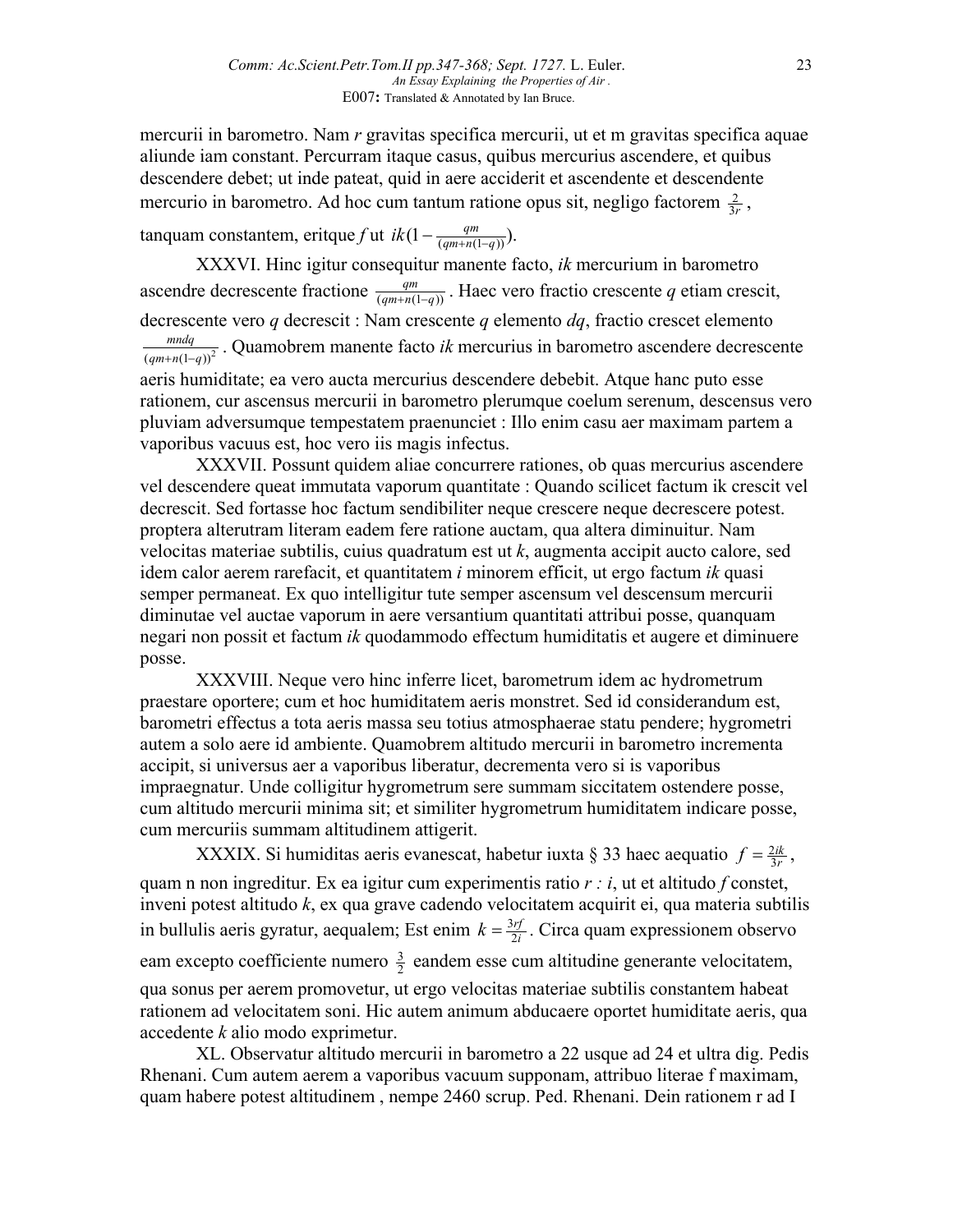mercurii in barometro. Nam $r$ gravitas specifica mercurii, ut et m gravitas specifica aquae aliunde iam constant. Percurram itaque casus, quibus mercurius ascendere, et quibus descendere debet; ut inde pateat, quid in aere acciderit et ascendente et descendente mercurio in barometro. Ad hoc cum tantum ratione opus sit, negligo factorem $\frac{2}{3r}$, tanquam constantem, eritque $f$ ut $ik(1-\frac{qm}{(qm+n(1-q))})$.

XXXVI. Hinc igitur consequitur manente facto, $ik$ mercurium in barometro ascendre decrescente fractione $\frac{qm}{(qm+n(1-q))}$. Haec vero fractio crescente $q$ etiam crescit, decrescente vero $q$ decrescit : Nam crescente $q$ elemento $dq$, fractio crescet elemento $\frac{mndq}{(qm+n(1-q))^2}$. Quamobrem manente facto $ik$ mercurius in barometro ascendere decrescente aeris humiditate; ea vero aucta mercurius descendere debebit. Atque hanc puto esse rationem, cur ascensus mercurii in barometro plerumque coelum serenum, descensus vero pluviam adversumque tempestatem praenunciet : Illo enim casu aer maximam partem a vaporibus vacuus est, hoc vero iis magis infectus.

XXXVII. Possunt quidem aliae concurrere rationes, ob quas mercurius ascendere vel descendere queat immutata vaporum quantitate : Quando scilicet factum ik crescit vel decrescit. Sed fortasse hoc factum sendibiliter neque crescere neque decrescere potest. propterea alterutram literam eadem fere ratione auctam, qua altera diminuitur. Nam velocitas materiae subtilis, cuius quadratum est ut $k$, augmenta accipit aucto calore, sed idem calor aerem rarefacit, et quantitatem $i$ minorem efficit, ut ergo factum $ik$ quasi semper permaneat. Ex quo intelligitur tute semper ascensum vel descensum mercurii diminutae vel auctae vaporum in aere versantium quantitati attribui posse, quanquam negari non possit et factum $ik$ quodammodo effectum humiditatis et augere et diminuere posse.

XXXVIII. Neque vero hinc inferre licet, barometrum idem ac hydrometrum praestare oportere; cum et hoc humiditatem aeris monstret. Sed id considerandum est, barometri effectus a tota aeris massa seu totius atmosphaerae statu pendere; hygrometri autem a solo aere id ambiente. Quamobrem altitudo mercurii in barometro incrementa accipit, si universus aer a vaporibus liberatur, decrementa vero si is vaporibus impraegnatur. Unde colligitur hygrometrum sere summam siccitatem ostendere posse, cum altitudo mercurii minima sit; et similiter hygrometrum humiditatem indicare posse, cum mercuriis summam altitudinem attigerit.

XXXIX. Si humiditas aeris evanescat, habetur iuxta § 33 haec aequatio $f=\frac{2ik}{3r}$, quam n non ingreditur. Ex ea igitur cum experimentis ratio $r : i$, ut et altitudo $f$ constet, inveni potest altitudo $k$, ex qua grave cadendo velocitatem acquirit ei, qua materia subtilis in bullulis aeris gyratur, aequalem; Est enim $k=\frac{3rf}{2i}$. Circa quam expressionem observo eam excepto coefficiente numero $\frac{3}{2}$ eandem esse cum altitudine generante velocitatem, qua sonus per aerem promovetur, ut ergo velocitas materiae subtilis constantem habeat rationem ad velocitatem soni. Hic autem animum abducaere oportet humiditate aeris, qua accedente $k$ alio modo exprimetur.

XL. Observatur altitudo mercurii in barometro a 22 usque ad 24 et ultra dig. Pedis Rhenani. Cum autem aerem a vaporibus vacuum supponam, attribuo literae f maximam, quam habere potest altitudinem , nempe 2460 scrup. Ped. Rhenani. Dein rationem r ad I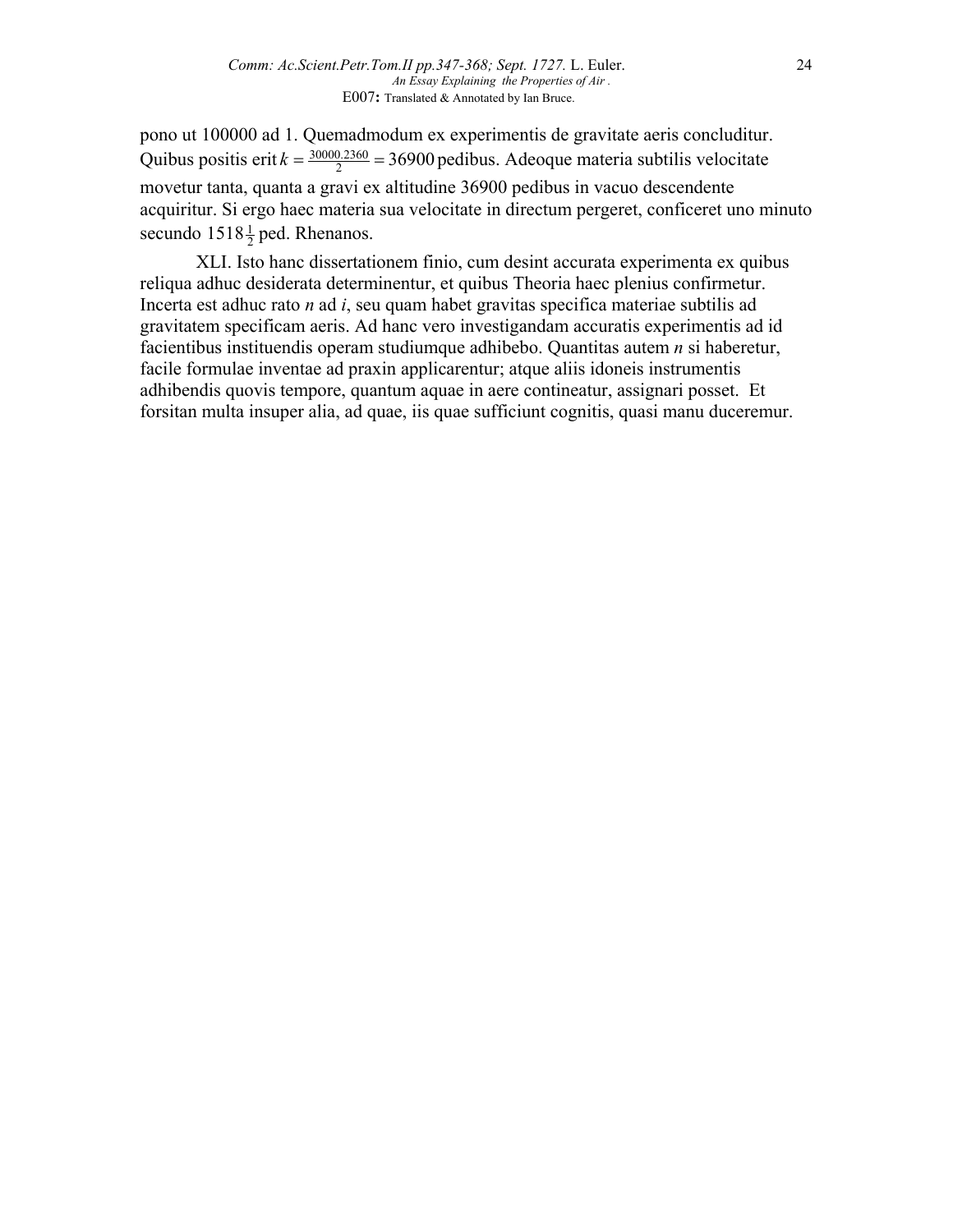pono ut 100000 ad 1. Quemadmodum ex experimentis de gravitate aeris concluditur. Quibus positis erit $k = \frac{30000.2360}{2} = 36900$ pedibus. Adeoque materia subtilis velocitate movetur tanta, quanta a gravi ex altitudine 36900 pedibus in vacuo descendente acquiritur. Si ergo haec materia sua velocitate in directum pergeret, conficeret uno minuto secundo $1518\frac{1}{2}$ ped. Rhenanos.

XLI. Isto hanc dissertationem finio, cum desint accurata experimenta ex quibus reliqua adhuc desiderata determinentur, et quibus Theoria haec plenius confirmetur. Incerta est adhuc rato $n$ ad $i$, seu quam habet gravitas specifica materiae subtilis ad gravitatem specificam aeris. Ad hanc vero investigandam accuratis experimentis ad id facientibus instituendis operam studiumque adhibebo. Quantitas autem $n$ si haberetur, facile formulae inventae ad praxin applicarentur; atque aliis idoneis instrumentis adhibendis quovis tempore, quantum aquae in aere contineatur, assignari posset. Et forsitan multa insuper alia, ad quae, iis quae sufficiunt cognitis, quasi manu duceremur.